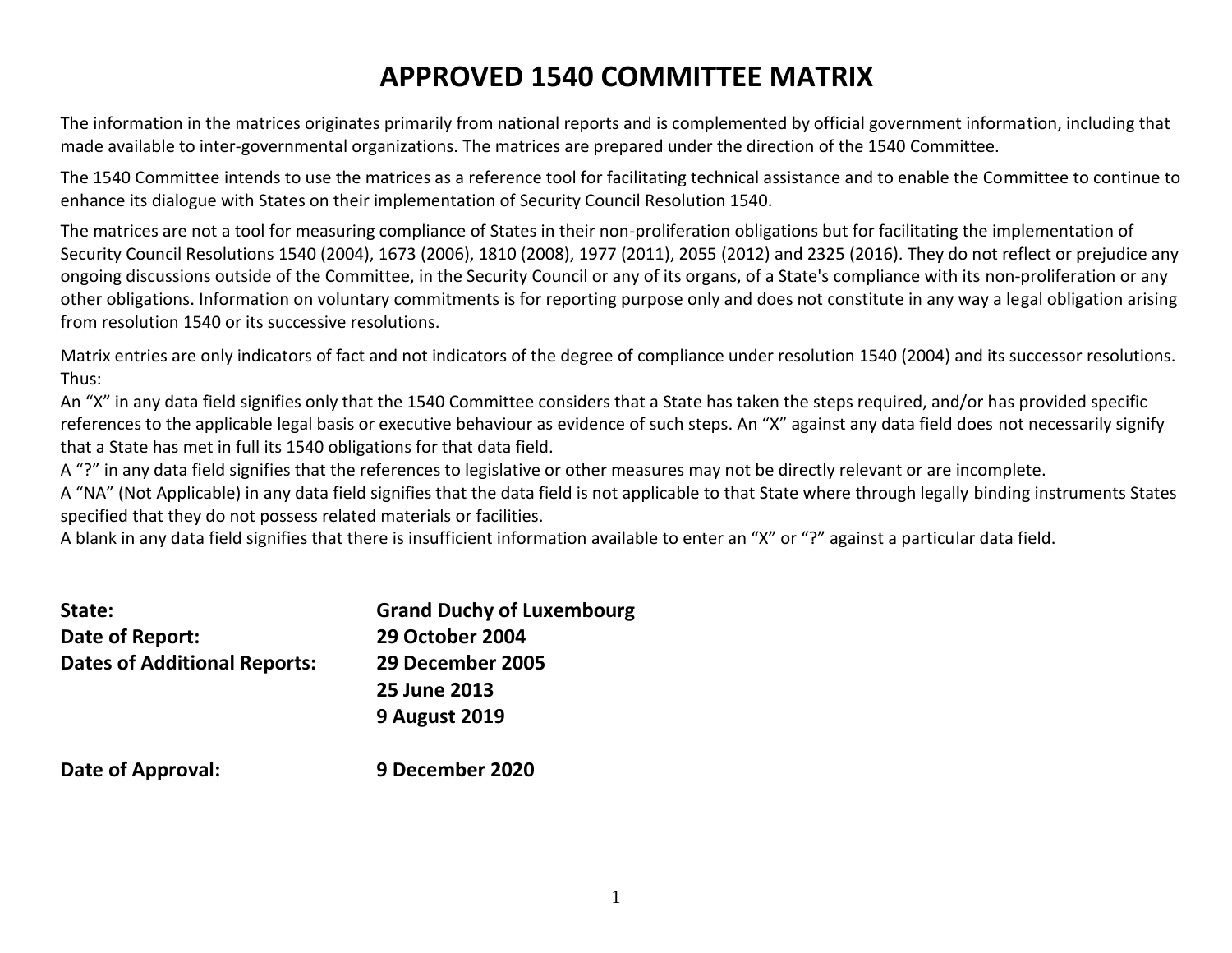# APPROVED 1540 COMMITTEE MATRIX

The information in the matrices originates primarily from national reports and is complemented by official government information, including that made available to inter-governmental organizations. The matrices are prepared under the direction of the 1540 Committee.

The 1540 Committee intends to use the matrices as a reference tool for facilitating technical assistance and to enable the Committee to continue to enhance its dialogue with States on their implementation of Security Council Resolution 1540.

The matrices are not a tool for measuring compliance of States in their non-proliferation obligations but for facilitating the implementation of Security Council Resolutions 1540 (2004), 1673 (2006), 1810 (2008), 1977 (2011), 2055 (2012) and 2325 (2016). They do not reflect or prejudice any ongoing discussions outside of the Committee, in the Security Council or any of its organs, of a State's compliance with its non-proliferation or any other obligations. Information on voluntary commitments is for reporting purpose only and does not constitute in any way a legal obligation arising from resolution 1540 or its successive resolutions.

Matrix entries are only indicators of fact and not indicators of the degree of compliance under resolution 1540 (2004) and its successor resolutions. Thus:

An “X” in any data field signifies only that the 1540 Committee considers that a State has taken the steps required, and/or has provided specific references to the applicable legal basis or executive behaviour as evidence of such steps. An “X” against any data field does not necessarily signify that a State has met in full its 1540 obligations for that data field.

A “?” in any data field signifies that the references to legislative or other measures may not be directly relevant or are incomplete.

A “NA” (Not Applicable) in any data field signifies that the data field is not applicable to that State where through legally binding instruments States specified that they do not possess related materials or facilities.

A blank in any data field signifies that there is insufficient information available to enter an “X” or “?” against a particular data field.

**State:** **Grand Duchy of Luxembourg**

**Date of Report:** **29 October 2004**

**Dates of Additional Reports:** **29 December 2005**
**25 June 2013**
**9 August 2019**

**Date of Approval:** **9 December 2020**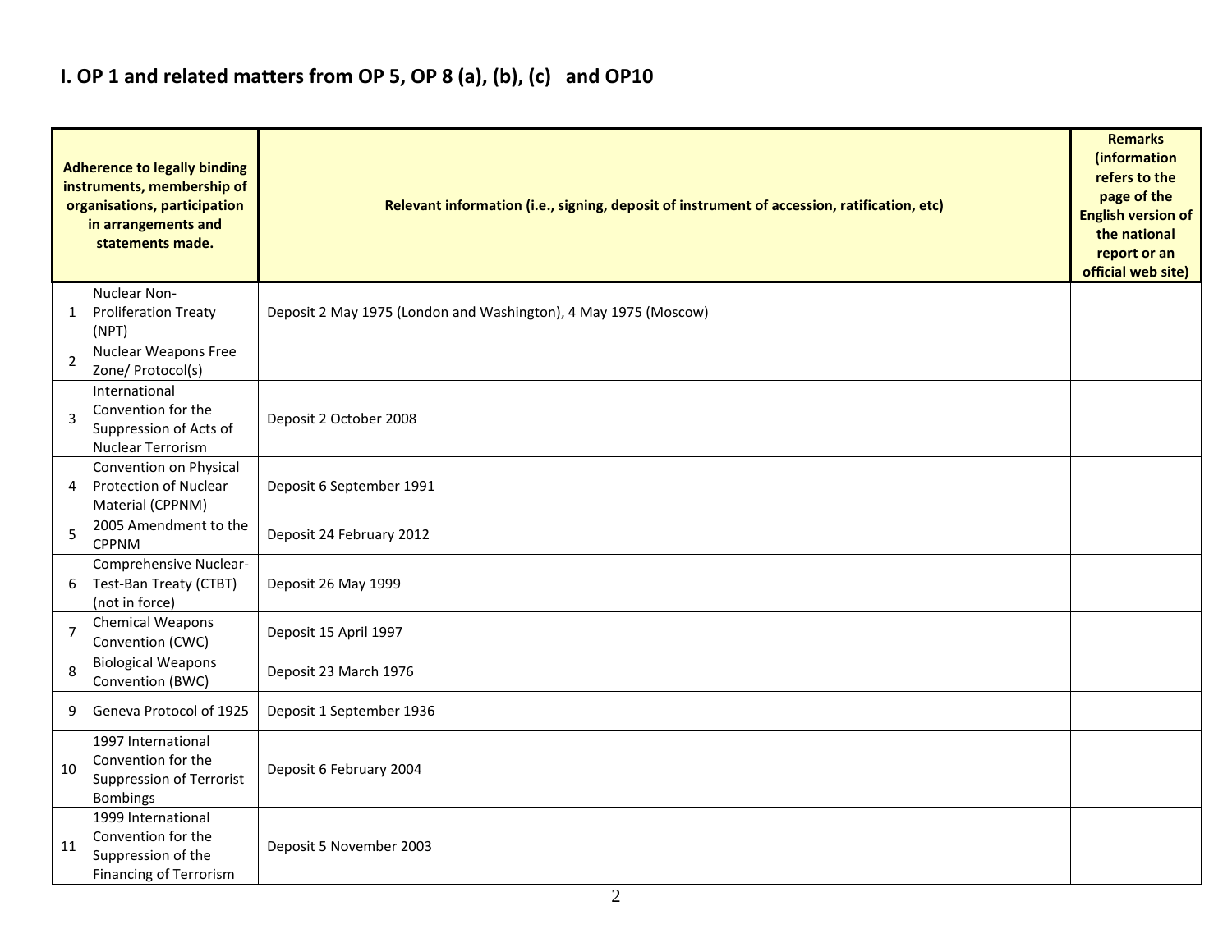## I. OP 1 and related matters from OP 5, OP 8 (a), (b), (c) and OP10

| | Adherence to legally binding instruments, membership of organisations, participation in arrangements and statements made. | Relevant information (i.e., signing, deposit of instrument of accession, ratification, etc) | Remarks (information refers to the page of the English version of the national report or an official web site) |
|---|---|---|---|
| 1 | Nuclear Non-Proliferation Treaty (NPT) | Deposit 2 May 1975 (London and Washington), 4 May 1975 (Moscow) | |
| 2 | Nuclear Weapons Free Zone/ Protocol(s) | | |
| 3 | International Convention for the Suppression of Acts of Nuclear Terrorism | Deposit 2 October 2008 | |
| 4 | Convention on Physical Protection of Nuclear Material (CPPNM) | Deposit 6 September 1991 | |
| 5 | 2005 Amendment to the CPPNM | Deposit 24 February 2012 | |
| 6 | Comprehensive Nuclear-Test-Ban Treaty (CTBT) (not in force) | Deposit 26 May 1999 | |
| 7 | Chemical Weapons Convention (CWC) | Deposit 15 April 1997 | |
| 8 | Biological Weapons Convention (BWC) | Deposit 23 March 1976 | |
| 9 | Geneva Protocol of 1925 | Deposit 1 September 1936 | |
| 10 | 1997 International Convention for the Suppression of Terrorist Bombings | Deposit 6 February 2004 | |
| 11 | 1999 International Convention for the Suppression of the Financing of Terrorism | Deposit 5 November 2003 | |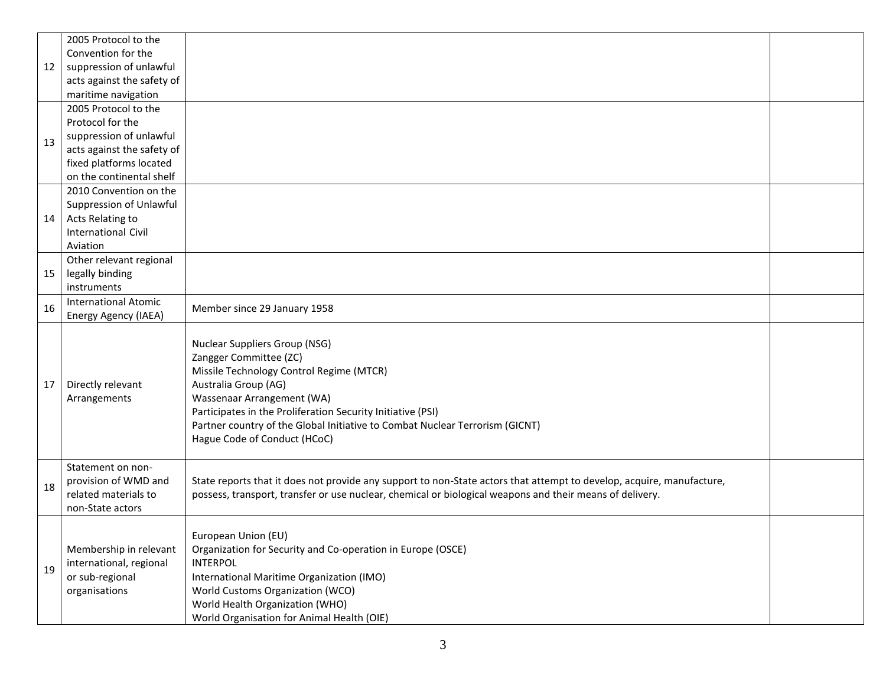| | | | |
|---|---|---|---|
| 12 | 2005 Protocol to the Convention for the suppression of unlawful acts against the safety of maritime navigation | | |
| 13 | 2005 Protocol to the Protocol for the suppression of unlawful acts against the safety of fixed platforms located on the continental shelf | | |
| 14 | 2010 Convention on the Suppression of Unlawful Acts Relating to International Civil Aviation | | |
| 15 | Other relevant regional legally binding instruments | | |
| 16 | International Atomic Energy Agency (IAEA) | Member since 29 January 1958 | |
| 17 | Directly relevant Arrangements | Nuclear Suppliers Group (NSG)<br>Zangger Committee (ZC)<br>Missile Technology Control Regime (MTCR)<br>Australia Group (AG)<br>Wassenaar Arrangement (WA)<br>Participates in the Proliferation Security Initiative (PSI)<br>Partner country of the Global Initiative to Combat Nuclear Terrorism (GICNT)<br>Hague Code of Conduct (HCoC) | |
| 18 | Statement on non-provision of WMD and related materials to non-State actors | State reports that it does not provide any support to non-State actors that attempt to develop, acquire, manufacture, possess, transport, transfer or use nuclear, chemical or biological weapons and their means of delivery. | |
| 19 | Membership in relevant international, regional or sub-regional organisations | European Union (EU)<br>Organization for Security and Co-operation in Europe (OSCE)<br>INTERPOL<br>International Maritime Organization (IMO)<br>World Customs Organization (WCO)<br>World Health Organization (WHO)<br>World Organisation for Animal Health (OIE) | |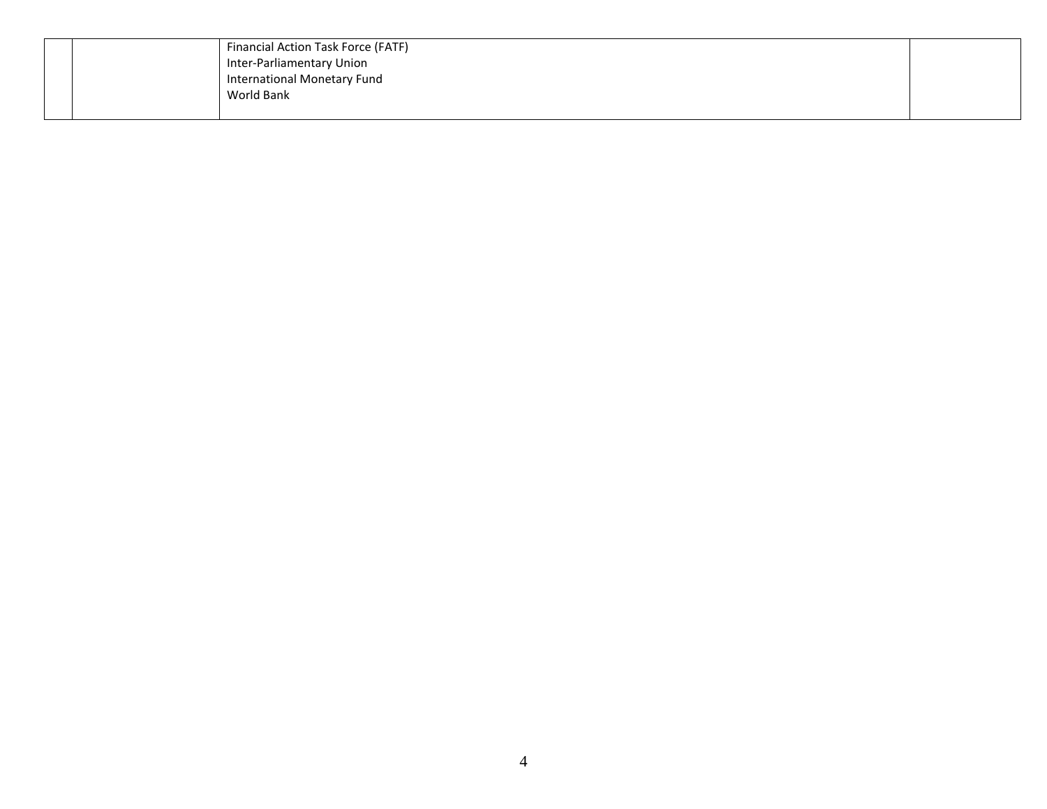| | | | |
|---|---|---|---|
| | | Financial Action Task Force (FATF)<br>Inter-Parliamentary Union<br>International Monetary Fund<br>World Bank | |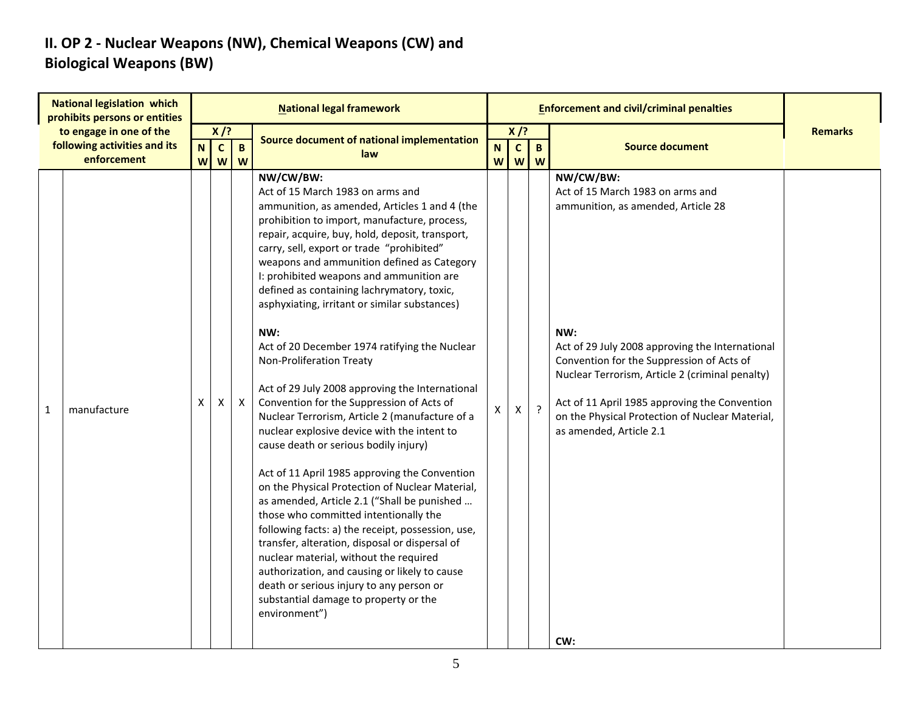## II. OP 2 - Nuclear Weapons (NW), Chemical Weapons (CW) and Biological Weapons (BW)

| National legislation which prohibits persons or entities to engage in one of the following activities and its enforcement | | National legal framework | | | | Enforcement and civil/criminal penalties | | | | Remarks |
|---|---|---|---|---|---|---|---|---|---|---|
| | | X /? | | | Source document of national implementation law | X /? | | | Source document | |
| | | NW | CW | BW | | NW | CW | BW | | |
| 1 | manufacture | X | X | X | **NW/CW/BW:**<br>Act of 15 March 1983 on arms and ammunition, as amended, Articles 1 and 4 (the prohibition to import, manufacture, process, repair, acquire, buy, hold, deposit, transport, carry, sell, export or trade "prohibited" weapons and ammunition defined as Category I: prohibited weapons and ammunition are defined as containing lachrymatory, toxic, asphyxiating, irritant or similar substances)<br><br>**NW:**<br>Act of 20 December 1974 ratifying the Nuclear Non-Proliferation Treaty<br><br>Act of 29 July 2008 approving the International Convention for the Suppression of Acts of Nuclear Terrorism, Article 2 (manufacture of a nuclear explosive device with the intent to cause death or serious bodily injury)<br><br>Act of 11 April 1985 approving the Convention on the Physical Protection of Nuclear Material, as amended, Article 2.1 ("Shall be punished … those who committed intentionally the following facts: a) the receipt, possession, use, transfer, alteration, disposal or dispersal of nuclear material, without the required authorization, and causing or likely to cause death or serious injury to any person or substantial damage to property or the environment") | X | X | ? | **NW/CW/BW:**<br>Act of 15 March 1983 on arms and ammunition, as amended, Article 28<br><br>**NW:**<br>Act of 29 July 2008 approving the International Convention for the Suppression of Acts of Nuclear Terrorism, Article 2 (criminal penalty)<br><br>Act of 11 April 1985 approving the Convention on the Physical Protection of Nuclear Material, as amended, Article 2.1<br><br>**CW:** | |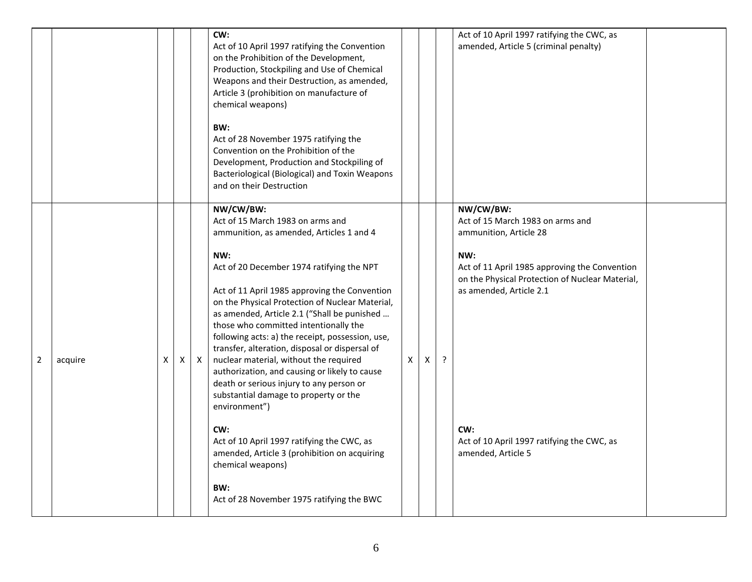| | | | | | | | | | | |
|---|---|---|---|---|---|---|---|---|---|---|
| | | | | | **CW:**<br>Act of 10 April 1997 ratifying the Convention on the Prohibition of the Development, Production, Stockpiling and Use of Chemical Weapons and their Destruction, as amended, Article 3 (prohibition on manufacture of chemical weapons)<br><br>**BW:**<br>Act of 28 November 1975 ratifying the Convention on the Prohibition of the Development, Production and Stockpiling of Bacteriological (Biological) and Toxin Weapons and on their Destruction | | | | Act of 10 April 1997 ratifying the CWC, as amended, Article 5 (criminal penalty) | |
| 2 | acquire | X | X | X | **NW/CW/BW:**<br>Act of 15 March 1983 on arms and ammunition, as amended, Articles 1 and 4<br><br>**NW:**<br>Act of 20 December 1974 ratifying the NPT<br><br>Act of 11 April 1985 approving the Convention on the Physical Protection of Nuclear Material, as amended, Article 2.1 ("Shall be punished … those who committed intentionally the following acts: a) the receipt, possession, use, transfer, alteration, disposal or dispersal of nuclear material, without the required authorization, and causing or likely to cause death or serious injury to any person or substantial damage to property or the environment")<br><br>**CW:**<br>Act of 10 April 1997 ratifying the CWC, as amended, Article 3 (prohibition on acquiring chemical weapons)<br><br>**BW:**<br>Act of 28 November 1975 ratifying the BWC | X | X | ? | **NW/CW/BW:**<br>Act of 15 March 1983 on arms and ammunition, Article 28<br><br>**NW:**<br>Act of 11 April 1985 approving the Convention on the Physical Protection of Nuclear Material, as amended, Article 2.1<br><br>**CW:**<br>Act of 10 April 1997 ratifying the CWC, as amended, Article 5 | |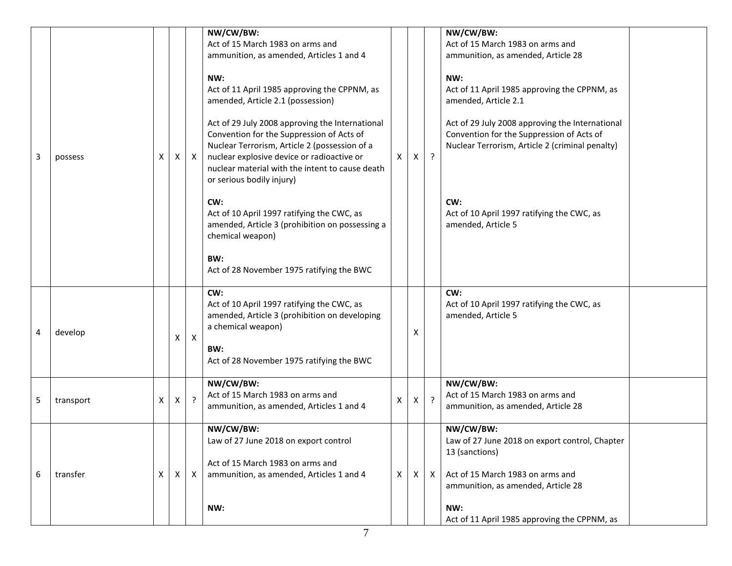| 3 | possess | X | X | X | **NW/CW/BW:**<br>Act of 15 March 1983 on arms and ammunition, as amended, Articles 1 and 4<br><br>**NW:**<br>Act of 11 April 1985 approving the CPPNM, as amended, Article 2.1 (possession)<br><br>Act of 29 July 2008 approving the International Convention for the Suppression of Acts of Nuclear Terrorism, Article 2 (possession of a nuclear explosive device or radioactive or nuclear material with the intent to cause death or serious bodily injury)<br><br>**CW:**<br>Act of 10 April 1997 ratifying the CWC, as amended, Article 3 (prohibition on possessing a chemical weapon)<br><br>**BW:**<br>Act of 28 November 1975 ratifying the BWC | X | X | ? | **NW/CW/BW:**<br>Act of 15 March 1983 on arms and ammunition, as amended, Article 28<br><br>**NW:**<br>Act of 11 April 1985 approving the CPPNM, as amended, Article 2.1<br><br>Act of 29 July 2008 approving the International Convention for the Suppression of Acts of Nuclear Terrorism, Article 2 (criminal penalty)<br><br>**CW:**<br>Act of 10 April 1997 ratifying the CWC, as amended, Article 5 | |
|---|---|---|---|---|---|---|---|---|---|---|
| 4 | develop | | X | X | **CW:**<br>Act of 10 April 1997 ratifying the CWC, as amended, Article 3 (prohibition on developing a chemical weapon)<br><br>**BW:**<br>Act of 28 November 1975 ratifying the BWC | | X | | **CW:**<br>Act of 10 April 1997 ratifying the CWC, as amended, Article 5 | |
| 5 | transport | X | X | ? | **NW/CW/BW:**<br>Act of 15 March 1983 on arms and ammunition, as amended, Articles 1 and 4 | X | X | ? | **NW/CW/BW:**<br>Act of 15 March 1983 on arms and ammunition, as amended, Article 28 | |
| 6 | transfer | X | X | X | **NW/CW/BW:**<br>Law of 27 June 2018 on export control<br><br>Act of 15 March 1983 on arms and ammunition, as amended, Articles 1 and 4<br><br>**NW:** | X | X | X | **NW/CW/BW:**<br>Law of 27 June 2018 on export control, Chapter 13 (sanctions)<br><br>Act of 15 March 1983 on arms and ammunition, as amended, Article 28<br><br>**NW:**<br>Act of 11 April 1985 approving the CPPNM, as | |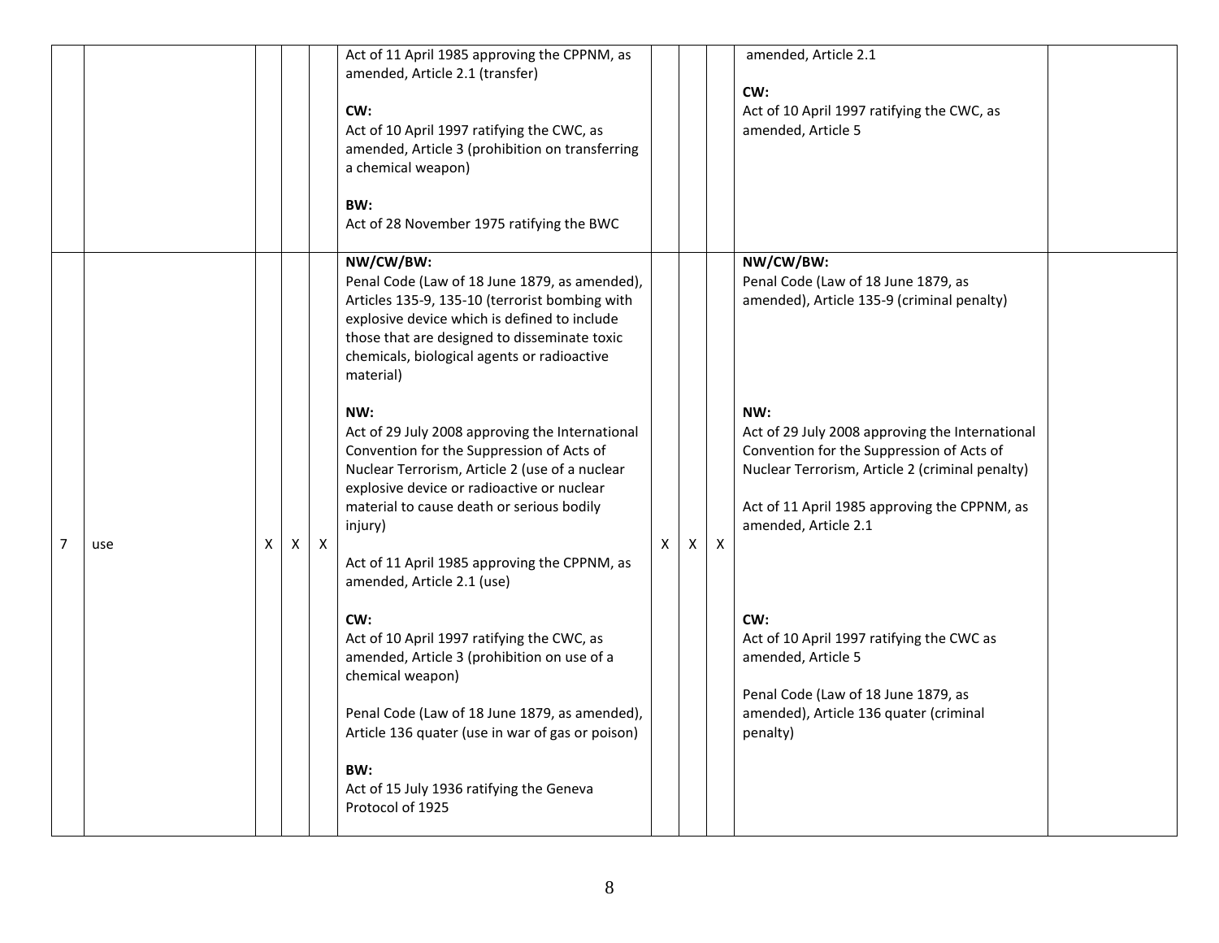| | | | | | | | | | | |
|---|---|---|---|---|---|---|---|---|---|---|
| | | | | | Act of 11 April 1985 approving the CPPNM, as amended, Article 2.1 (transfer)<br><br>**CW:**<br>Act of 10 April 1997 ratifying the CWC, as amended, Article 3 (prohibition on transferring a chemical weapon)<br><br>**BW:**<br>Act of 28 November 1975 ratifying the BWC | | | | amended, Article 2.1<br><br>**CW:**<br>Act of 10 April 1997 ratifying the CWC, as amended, Article 5 | |
| 7 | use | X | X | X | **NW/CW/BW:**<br>Penal Code (Law of 18 June 1879, as amended), Articles 135-9, 135-10 (terrorist bombing with explosive device which is defined to include those that are designed to disseminate toxic chemicals, biological agents or radioactive material)<br><br>**NW:**<br>Act of 29 July 2008 approving the International Convention for the Suppression of Acts of Nuclear Terrorism, Article 2 (use of a nuclear explosive device or radioactive or nuclear material to cause death or serious bodily injury)<br><br>Act of 11 April 1985 approving the CPPNM, as amended, Article 2.1 (use)<br><br>**CW:**<br>Act of 10 April 1997 ratifying the CWC, as amended, Article 3 (prohibition on use of a chemical weapon)<br><br>Penal Code (Law of 18 June 1879, as amended), Article 136 quater (use in war of gas or poison)<br><br>**BW:**<br>Act of 15 July 1936 ratifying the Geneva Protocol of 1925 | X | X | X | **NW/CW/BW:**<br>Penal Code (Law of 18 June 1879, as amended), Article 135-9 (criminal penalty)<br><br>**NW:**<br>Act of 29 July 2008 approving the International Convention for the Suppression of Acts of Nuclear Terrorism, Article 2 (criminal penalty)<br><br>Act of 11 April 1985 approving the CPPNM, as amended, Article 2.1<br><br>**CW:**<br>Act of 10 April 1997 ratifying the CWC as amended, Article 5<br><br>Penal Code (Law of 18 June 1879, as amended), Article 136 quater (criminal penalty) | |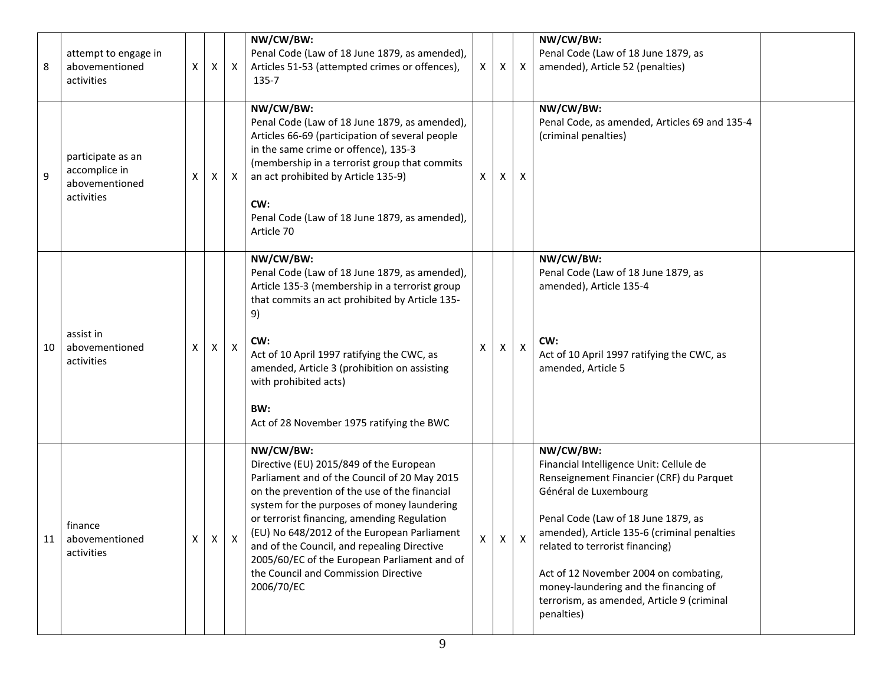| 8 | attempt to engage in abovementioned activities | X | X | X | **NW/CW/BW:**<br>Penal Code (Law of 18 June 1879, as amended), Articles 51-53 (attempted crimes or offences), 135-7 | X | X | X | **NW/CW/BW:**<br>Penal Code (Law of 18 June 1879, as amended), Article 52 (penalties) | |
|---|---|---|---|---|---|---|---|---|---|---|
| 9 | participate as an accomplice in abovementioned activities | X | X | X | **NW/CW/BW:**<br>Penal Code (Law of 18 June 1879, as amended), Articles 66-69 (participation of several people in the same crime or offence), 135-3 (membership in a terrorist group that commits an act prohibited by Article 135-9)<br><br>**CW:**<br>Penal Code (Law of 18 June 1879, as amended), Article 70 | X | X | X | **NW/CW/BW:**<br>Penal Code, as amended, Articles 69 and 135-4 (criminal penalties) | |
| 10 | assist in abovementioned activities | X | X | X | **NW/CW/BW:**<br>Penal Code (Law of 18 June 1879, as amended), Article 135-3 (membership in a terrorist group that commits an act prohibited by Article 135-9)<br><br>**CW:**<br>Act of 10 April 1997 ratifying the CWC, as amended, Article 3 (prohibition on assisting with prohibited acts)<br><br>**BW:**<br>Act of 28 November 1975 ratifying the BWC | X | X | X | **NW/CW/BW:**<br>Penal Code (Law of 18 June 1879, as amended), Article 135-4<br><br>**CW:**<br>Act of 10 April 1997 ratifying the CWC, as amended, Article 5 | |
| 11 | finance abovementioned activities | X | X | X | **NW/CW/BW:**<br>Directive (EU) 2015/849 of the European Parliament and of the Council of 20 May 2015 on the prevention of the use of the financial system for the purposes of money laundering or terrorist financing, amending Regulation (EU) No 648/2012 of the European Parliament and of the Council, and repealing Directive 2005/60/EC of the European Parliament and of the Council and Commission Directive 2006/70/EC | X | X | X | **NW/CW/BW:**<br>Financial Intelligence Unit: Cellule de Renseignement Financier (CRF) du Parquet Général de Luxembourg<br><br>Penal Code (Law of 18 June 1879, as amended), Article 135-6 (criminal penalties related to terrorist financing)<br><br>Act of 12 November 2004 on combating, money-laundering and the financing of terrorism, as amended, Article 9 (criminal penalties) | |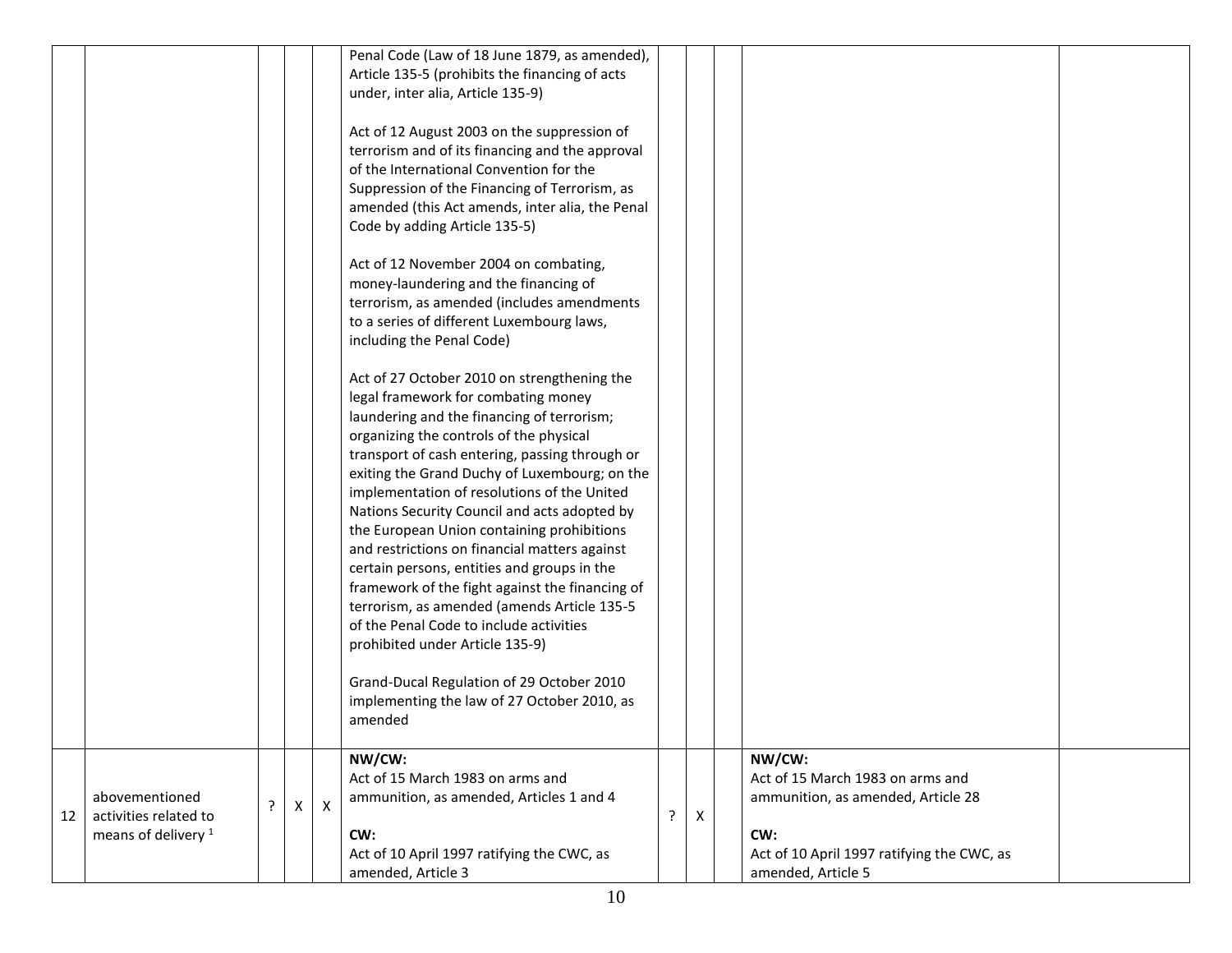| | | | | | | | | | | |
|---|---|---|---|---|---|---|---|---|---|---|
| | | | | | Penal Code (Law of 18 June 1879, as amended), Article 135-5 (prohibits the financing of acts under, inter alia, Article 135-9)<br><br>Act of 12 August 2003 on the suppression of terrorism and of its financing and the approval of the International Convention for the Suppression of the Financing of Terrorism, as amended (this Act amends, inter alia, the Penal Code by adding Article 135-5)<br><br>Act of 12 November 2004 on combating, money-laundering and the financing of terrorism, as amended (includes amendments to a series of different Luxembourg laws, including the Penal Code)<br><br>Act of 27 October 2010 on strengthening the legal framework for combating money laundering and the financing of terrorism; organizing the controls of the physical transport of cash entering, passing through or exiting the Grand Duchy of Luxembourg; on the implementation of resolutions of the United Nations Security Council and acts adopted by the European Union containing prohibitions and restrictions on financial matters against certain persons, entities and groups in the framework of the fight against the financing of terrorism, as amended (amends Article 135-5 of the Penal Code to include activities prohibited under Article 135-9)<br><br>Grand-Ducal Regulation of 29 October 2010 implementing the law of 27 October 2010, as amended | | | | | |
| 12 | abovementioned activities related to means of delivery [1] | ? | X | X | **NW/CW:**<br>Act of 15 March 1983 on arms and ammunition, as amended, Articles 1 and 4<br><br>**CW:**<br>Act of 10 April 1997 ratifying the CWC, as amended, Article 3 | ? | X | | **NW/CW:**<br>Act of 15 March 1983 on arms and ammunition, as amended, Article 28<br><br>**CW:**<br>Act of 10 April 1997 ratifying the CWC, as amended, Article 5 | |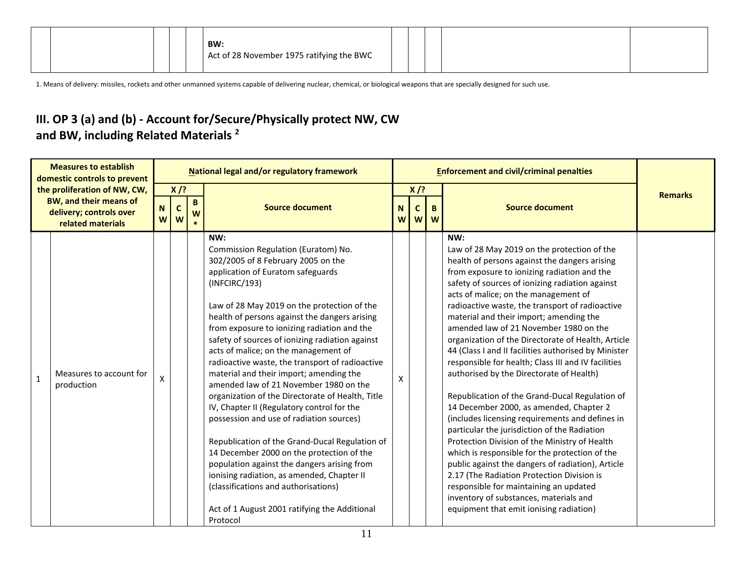| | | | | | | | | | | |
|---|---|---|---|---|---|---|---|---|---|---|
| | | | | | **BW:** Act of 28 November 1975 ratifying the BWC | | | | | |

1. Means of delivery: missiles, rockets and other unmanned systems capable of delivering nuclear, chemical, or biological weapons that are specially designed for such use.

## III. OP 3 (a) and (b) - Account for/Secure/Physically protect NW, CW and BW, including Related Materials [2]

| Measures to establish domestic controls to prevent the proliferation of NW, CW, BW, and their means of delivery; controls over related materials | | National legal and/or regulatory framework | | | | Enforcement and civil/criminal penalties | | | | Remarks |
|---|---|---|---|---|---|---|---|---|---|---|
| | | X /? | | | Source document | X /? | | | Source document | |
| | | NW | CW | BW* | | NW | CW | BW | | |
| 1 | Measures to account for production | X | | | **NW:**<br>Commission Regulation (Euratom) No. 302/2005 of 8 February 2005 on the application of Euratom safeguards (INFCIRC/193)<br><br>Law of 28 May 2019 on the protection of the health of persons against the dangers arising from exposure to ionizing radiation and the safety of sources of ionizing radiation against acts of malice; on the management of radioactive waste, the transport of radioactive material and their import; amending the amended law of 21 November 1980 on the organization of the Directorate of Health, Title IV, Chapter II (Regulatory control for the possession and use of radiation sources)<br><br>Republication of the Grand-Ducal Regulation of 14 December 2000 on the protection of the population against the dangers arising from ionising radiation, as amended, Chapter II (classifications and authorisations)<br><br>Act of 1 August 2001 ratifying the Additional Protocol | X | | | **NW:**<br>Law of 28 May 2019 on the protection of the health of persons against the dangers arising from exposure to ionizing radiation and the safety of sources of ionizing radiation against acts of malice; on the management of radioactive waste, the transport of radioactive material and their import; amending the amended law of 21 November 1980 on the organization of the Directorate of Health, Article 44 (Class I and II facilities authorised by Minister responsible for health; Class III and IV facilities authorised by the Directorate of Health)<br><br>Republication of the Grand-Ducal Regulation of 14 December 2000, as amended, Chapter 2 (includes licensing requirements and defines in particular the jurisdiction of the Radiation Protection Division of the Ministry of Health which is responsible for the protection of the public against the dangers of radiation), Article 2.17 (The Radiation Protection Division is responsible for maintaining an updated inventory of substances, materials and equipment that emit ionising radiation) | |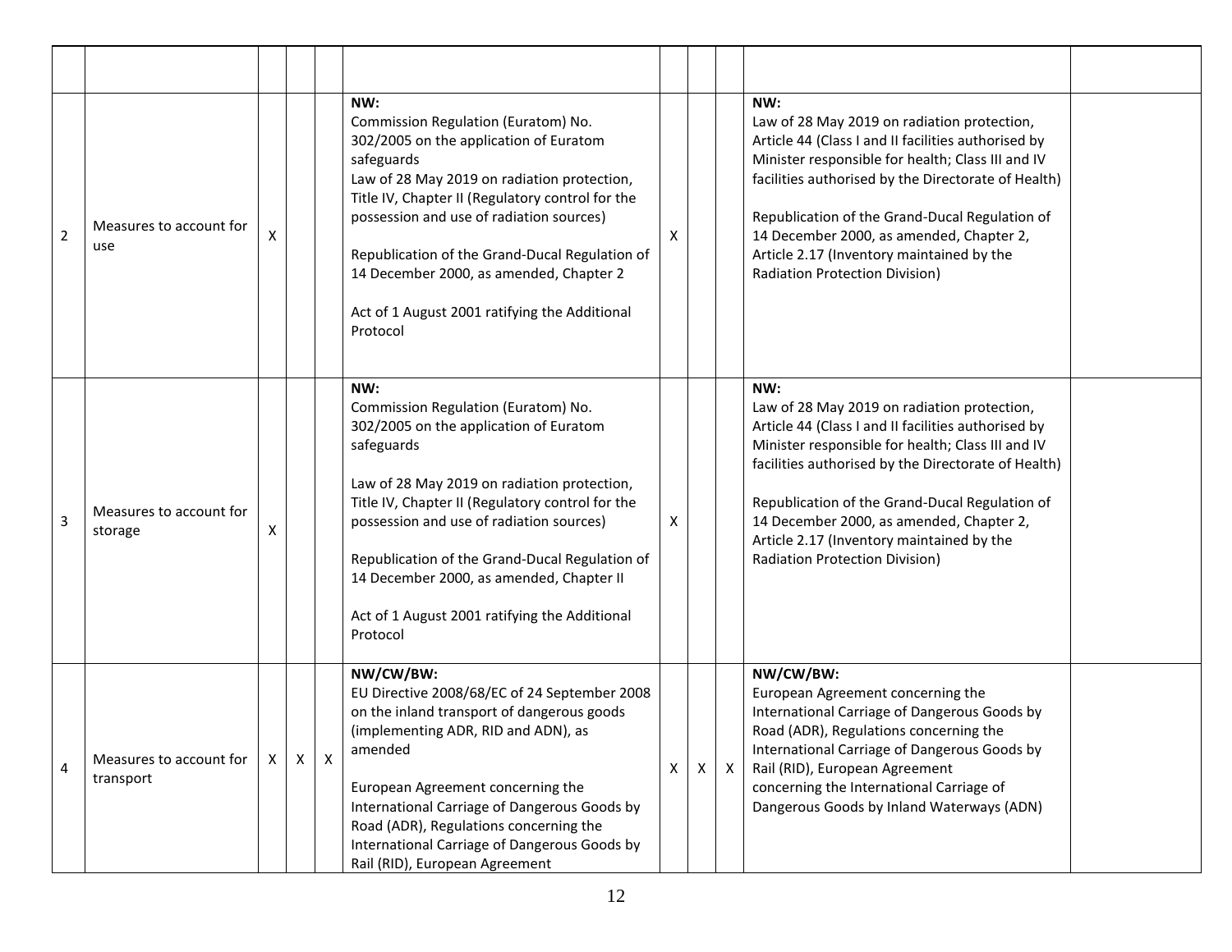| | | | | | | | | | | |
|---|---|---|---|---|---|---|---|---|---|---|
| 2 | Measures to account for use | X | | | **NW:**<br>Commission Regulation (Euratom) No. 302/2005 on the application of Euratom safeguards<br>Law of 28 May 2019 on radiation protection, Title IV, Chapter II (Regulatory control for the possession and use of radiation sources)<br><br>Republication of the Grand-Ducal Regulation of 14 December 2000, as amended, Chapter 2<br><br>Act of 1 August 2001 ratifying the Additional Protocol | X | | | **NW:**<br>Law of 28 May 2019 on radiation protection, Article 44 (Class I and II facilities authorised by Minister responsible for health; Class III and IV facilities authorised by the Directorate of Health)<br><br>Republication of the Grand-Ducal Regulation of 14 December 2000, as amended, Chapter 2, Article 2.17 (Inventory maintained by the Radiation Protection Division) | |
| 3 | Measures to account for storage | X | | | **NW:**<br>Commission Regulation (Euratom) No. 302/2005 on the application of Euratom safeguards<br><br>Law of 28 May 2019 on radiation protection, Title IV, Chapter II (Regulatory control for the possession and use of radiation sources)<br><br>Republication of the Grand-Ducal Regulation of 14 December 2000, as amended, Chapter II<br><br>Act of 1 August 2001 ratifying the Additional Protocol | X | | | **NW:**<br>Law of 28 May 2019 on radiation protection, Article 44 (Class I and II facilities authorised by Minister responsible for health; Class III and IV facilities authorised by the Directorate of Health)<br><br>Republication of the Grand-Ducal Regulation of 14 December 2000, as amended, Chapter 2, Article 2.17 (Inventory maintained by the Radiation Protection Division) | |
| 4 | Measures to account for transport | X | X | X | **NW/CW/BW:**<br>EU Directive 2008/68/EC of 24 September 2008 on the inland transport of dangerous goods (implementing ADR, RID and ADN), as amended<br><br>European Agreement concerning the International Carriage of Dangerous Goods by Road (ADR), Regulations concerning the International Carriage of Dangerous Goods by Rail (RID), European Agreement | X | X | X | **NW/CW/BW:**<br>European Agreement concerning the International Carriage of Dangerous Goods by Road (ADR), Regulations concerning the International Carriage of Dangerous Goods by Rail (RID), European Agreement concerning the International Carriage of Dangerous Goods by Inland Waterways (ADN) | |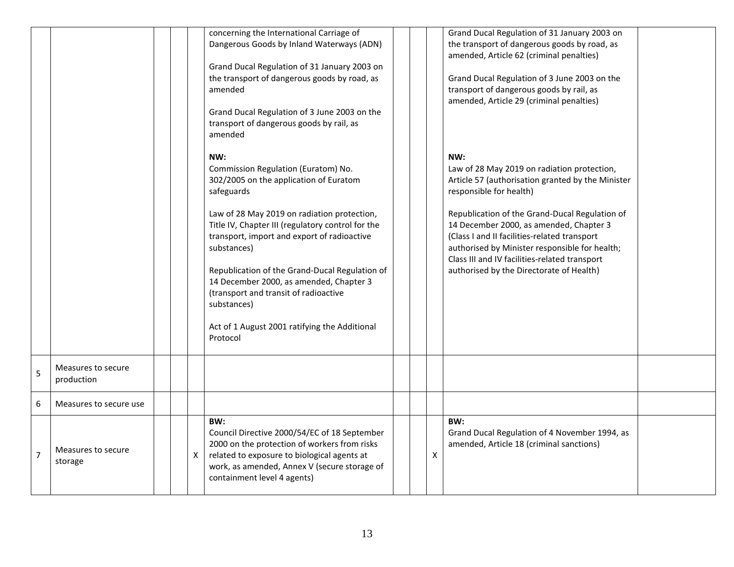| | | | | | | | | | | |
|---|---|---|---|---|---|---|---|---|---|---|
| | | | | | concerning the International Carriage of Dangerous Goods by Inland Waterways (ADN)<br><br>Grand Ducal Regulation of 31 January 2003 on the transport of dangerous goods by road, as amended<br><br>Grand Ducal Regulation of 3 June 2003 on the transport of dangerous goods by rail, as amended<br><br>**NW:**<br>Commission Regulation (Euratom) No. 302/2005 on the application of Euratom safeguards<br><br>Law of 28 May 2019 on radiation protection, Title IV, Chapter III (regulatory control for the transport, import and export of radioactive substances)<br><br>Republication of the Grand-Ducal Regulation of 14 December 2000, as amended, Chapter 3 (transport and transit of radioactive substances)<br><br>Act of 1 August 2001 ratifying the Additional Protocol | | | | Grand Ducal Regulation of 31 January 2003 on the transport of dangerous goods by road, as amended, Article 62 (criminal penalties)<br><br>Grand Ducal Regulation of 3 June 2003 on the transport of dangerous goods by rail, as amended, Article 29 (criminal penalties)<br><br>**NW:**<br>Law of 28 May 2019 on radiation protection, Article 57 (authorisation granted by the Minister responsible for health)<br><br>Republication of the Grand-Ducal Regulation of 14 December 2000, as amended, Chapter 3 (Class I and II facilities-related transport authorised by Minister responsible for health; Class III and IV facilities-related transport authorised by the Directorate of Health) | |
| 5 | Measures to secure production | | | | | | | | | |
| 6 | Measures to secure use | | | | | | | | | |
| 7 | Measures to secure storage | | | X | **BW:**<br>Council Directive 2000/54/EC of 18 September 2000 on the protection of workers from risks related to exposure to biological agents at work, as amended, Annex V (secure storage of containment level 4 agents) | | | X | **BW:**<br>Grand Ducal Regulation of 4 November 1994, as amended, Article 18 (criminal sanctions) | |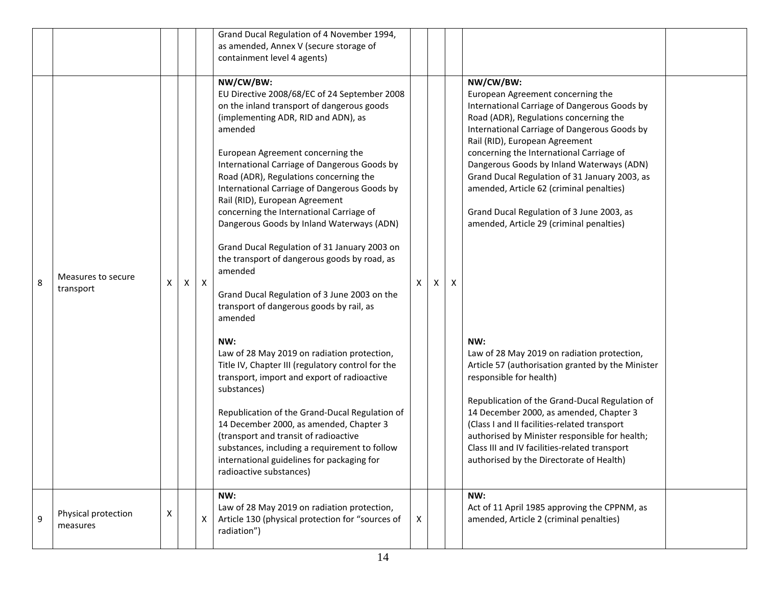| | | | | | | | | | | |
|---|---|---|---|---|---|---|---|---|---|---|
| | | | | | Grand Ducal Regulation of 4 November 1994, as amended, Annex V (secure storage of containment level 4 agents) | | | | | |
| 8 | Measures to secure transport | X | X | X | **NW/CW/BW:**<br>EU Directive 2008/68/EC of 24 September 2008 on the inland transport of dangerous goods (implementing ADR, RID and ADN), as amended<br><br>European Agreement concerning the International Carriage of Dangerous Goods by Road (ADR), Regulations concerning the International Carriage of Dangerous Goods by Rail (RID), European Agreement concerning the International Carriage of Dangerous Goods by Inland Waterways (ADN)<br><br>Grand Ducal Regulation of 31 January 2003 on the transport of dangerous goods by road, as amended<br><br>Grand Ducal Regulation of 3 June 2003 on the transport of dangerous goods by rail, as amended<br><br>**NW:**<br>Law of 28 May 2019 on radiation protection, Title IV, Chapter III (regulatory control for the transport, import and export of radioactive substances)<br><br>Republication of the Grand-Ducal Regulation of 14 December 2000, as amended, Chapter 3 (transport and transit of radioactive substances, including a requirement to follow international guidelines for packaging for radioactive substances) | X | X | X | **NW/CW/BW:**<br>European Agreement concerning the International Carriage of Dangerous Goods by Road (ADR), Regulations concerning the International Carriage of Dangerous Goods by Rail (RID), European Agreement concerning the International Carriage of Dangerous Goods by Inland Waterways (ADN) Grand Ducal Regulation of 31 January 2003, as amended, Article 62 (criminal penalties)<br><br>Grand Ducal Regulation of 3 June 2003, as amended, Article 29 (criminal penalties)<br><br>**NW:**<br>Law of 28 May 2019 on radiation protection, Article 57 (authorisation granted by the Minister responsible for health)<br><br>Republication of the Grand-Ducal Regulation of 14 December 2000, as amended, Chapter 3 (Class I and II facilities-related transport authorised by Minister responsible for health; Class III and IV facilities-related transport authorised by the Directorate of Health) | |
| 9 | Physical protection measures | X | | X | **NW:**<br>Law of 28 May 2019 on radiation protection, Article 130 (physical protection for "sources of radiation") | X | | | **NW:**<br>Act of 11 April 1985 approving the CPPNM, as amended, Article 2 (criminal penalties) | |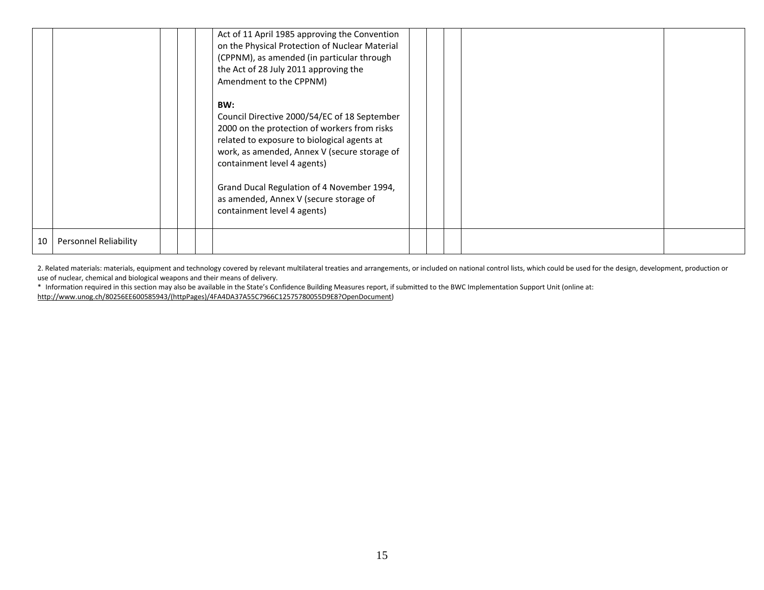| | | | | | | | | | | |
|---|---|---|---|---|---|---|---|---|---|---|
| | | | | | Act of 11 April 1985 approving the Convention on the Physical Protection of Nuclear Material (CPPNM), as amended (in particular through the Act of 28 July 2011 approving the Amendment to the CPPNM)<br><br>**BW:**<br>Council Directive 2000/54/EC of 18 September 2000 on the protection of workers from risks related to exposure to biological agents at work, as amended, Annex V (secure storage of containment level 4 agents)<br><br>Grand Ducal Regulation of 4 November 1994, as amended, Annex V (secure storage of containment level 4 agents) | | | | | |
| 10 | Personnel Reliability | | | | | | | | | |

2. Related materials: materials, equipment and technology covered by relevant multilateral treaties and arrangements, or included on national control lists, which could be used for the design, development, production or use of nuclear, chemical and biological weapons and their means of delivery.

* Information required in this section may also be available in the State's Confidence Building Measures report, if submitted to the BWC Implementation Support Unit (online at: http://www.unog.ch/80256EE600585943/(httpPages)/4FA4DA37A55C7966C12575780055D9E8?OpenDocument)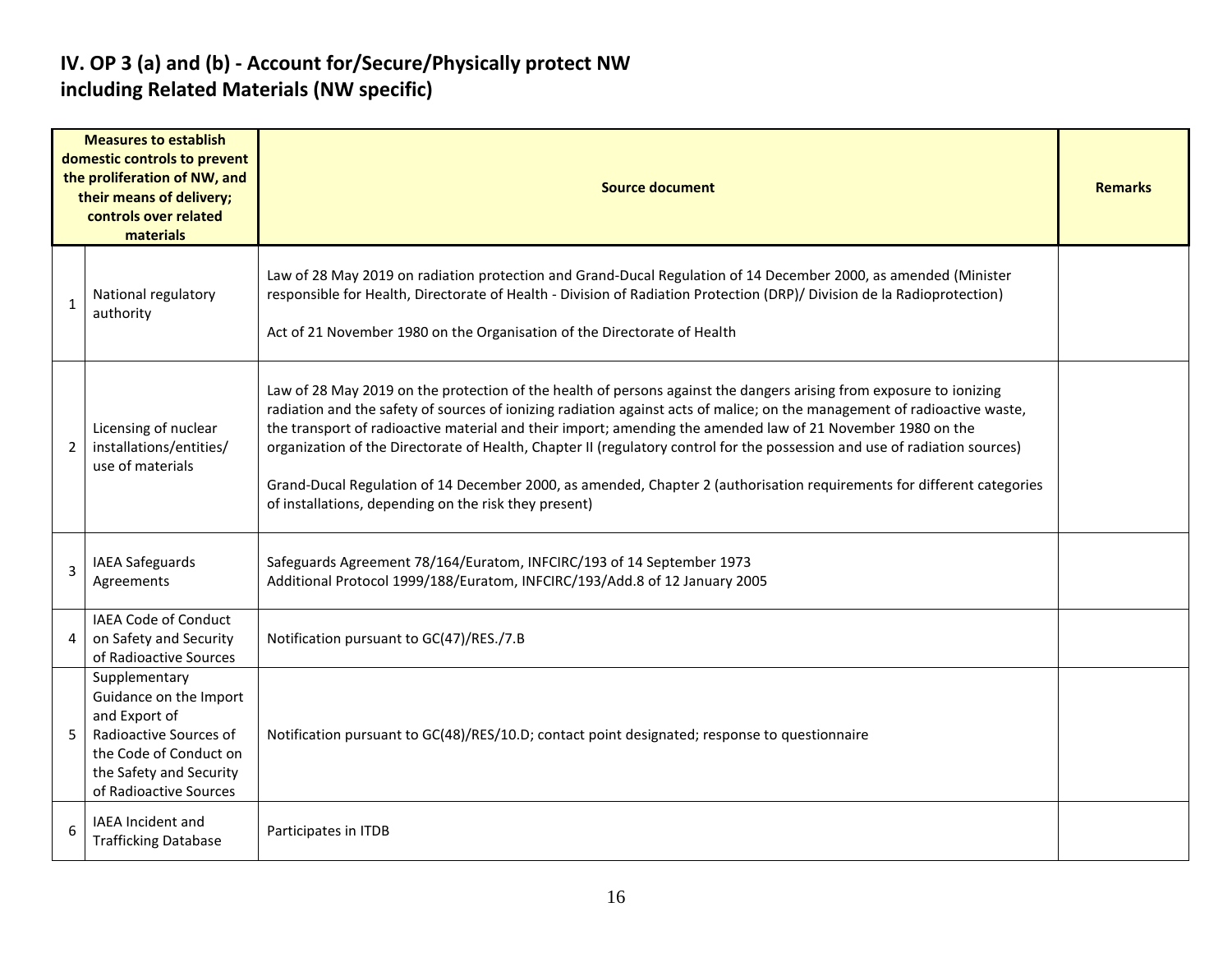## IV. OP 3 (a) and (b) - Account for/Secure/Physically protect NW including Related Materials (NW specific)

| | Measures to establish domestic controls to prevent the proliferation of NW, and their means of delivery; controls over related materials | Source document | Remarks |
|---|---|---|---|
| 1 | National regulatory authority | Law of 28 May 2019 on radiation protection and Grand-Ducal Regulation of 14 December 2000, as amended (Minister responsible for Health, Directorate of Health - Division of Radiation Protection (DRP)/ Division de la Radioprotection)<br><br>Act of 21 November 1980 on the Organisation of the Directorate of Health | |
| 2 | Licensing of nuclear installations/entities/ use of materials | Law of 28 May 2019 on the protection of the health of persons against the dangers arising from exposure to ionizing radiation and the safety of sources of ionizing radiation against acts of malice; on the management of radioactive waste, the transport of radioactive material and their import; amending the amended law of 21 November 1980 on the organization of the Directorate of Health, Chapter II (regulatory control for the possession and use of radiation sources)<br><br>Grand-Ducal Regulation of 14 December 2000, as amended, Chapter 2 (authorisation requirements for different categories of installations, depending on the risk they present) | |
| 3 | IAEA Safeguards Agreements | Safeguards Agreement 78/164/Euratom, INFCIRC/193 of 14 September 1973<br>Additional Protocol 1999/188/Euratom, INFCIRC/193/Add.8 of 12 January 2005 | |
| 4 | IAEA Code of Conduct on Safety and Security of Radioactive Sources | Notification pursuant to GC(47)/RES./7.B | |
| 5 | Supplementary Guidance on the Import and Export of Radioactive Sources of the Code of Conduct on the Safety and Security of Radioactive Sources | Notification pursuant to GC(48)/RES/10.D; contact point designated; response to questionnaire | |
| 6 | IAEA Incident and Trafficking Database | Participates in ITDB | |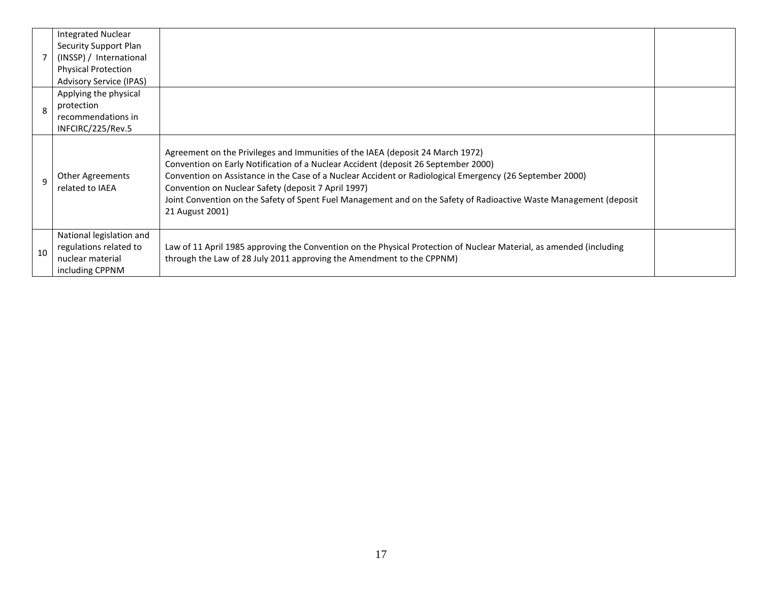| | | | |
|---|---|---|---|
| 7 | Integrated Nuclear Security Support Plan (INSSP) / International Physical Protection Advisory Service (IPAS) | | |
| 8 | Applying the physical protection recommendations in INFCIRC/225/Rev.5 | | |
| 9 | Other Agreements related to IAEA | Agreement on the Privileges and Immunities of the IAEA (deposit 24 March 1972)<br>Convention on Early Notification of a Nuclear Accident (deposit 26 September 2000)<br>Convention on Assistance in the Case of a Nuclear Accident or Radiological Emergency (26 September 2000)<br>Convention on Nuclear Safety (deposit 7 April 1997)<br>Joint Convention on the Safety of Spent Fuel Management and on the Safety of Radioactive Waste Management (deposit 21 August 2001) | |
| 10 | National legislation and regulations related to nuclear material including CPPNM | Law of 11 April 1985 approving the Convention on the Physical Protection of Nuclear Material, as amended (including through the Law of 28 July 2011 approving the Amendment to the CPPNM) | |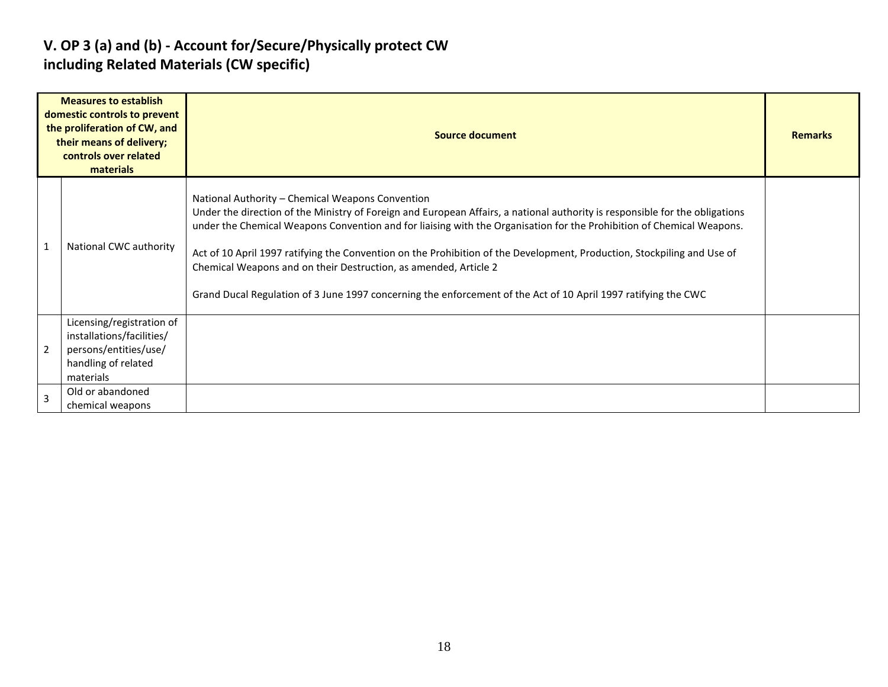## V. OP 3 (a) and (b) - Account for/Secure/Physically protect CW including Related Materials (CW specific)

| Measures to establish domestic controls to prevent the proliferation of CW, and their means of delivery; controls over related materials | | Source document | Remarks |
|---|---|---|---|
| 1 | National CWC authority | National Authority – Chemical Weapons Convention<br>Under the direction of the Ministry of Foreign and European Affairs, a national authority is responsible for the obligations under the Chemical Weapons Convention and for liaising with the Organisation for the Prohibition of Chemical Weapons.<br><br>Act of 10 April 1997 ratifying the Convention on the Prohibition of the Development, Production, Stockpiling and Use of Chemical Weapons and on their Destruction, as amended, Article 2<br><br>Grand Ducal Regulation of 3 June 1997 concerning the enforcement of the Act of 10 April 1997 ratifying the CWC | |
| 2 | Licensing/registration of installations/facilities/ persons/entities/use/ handling of related materials | | |
| 3 | Old or abandoned chemical weapons | | |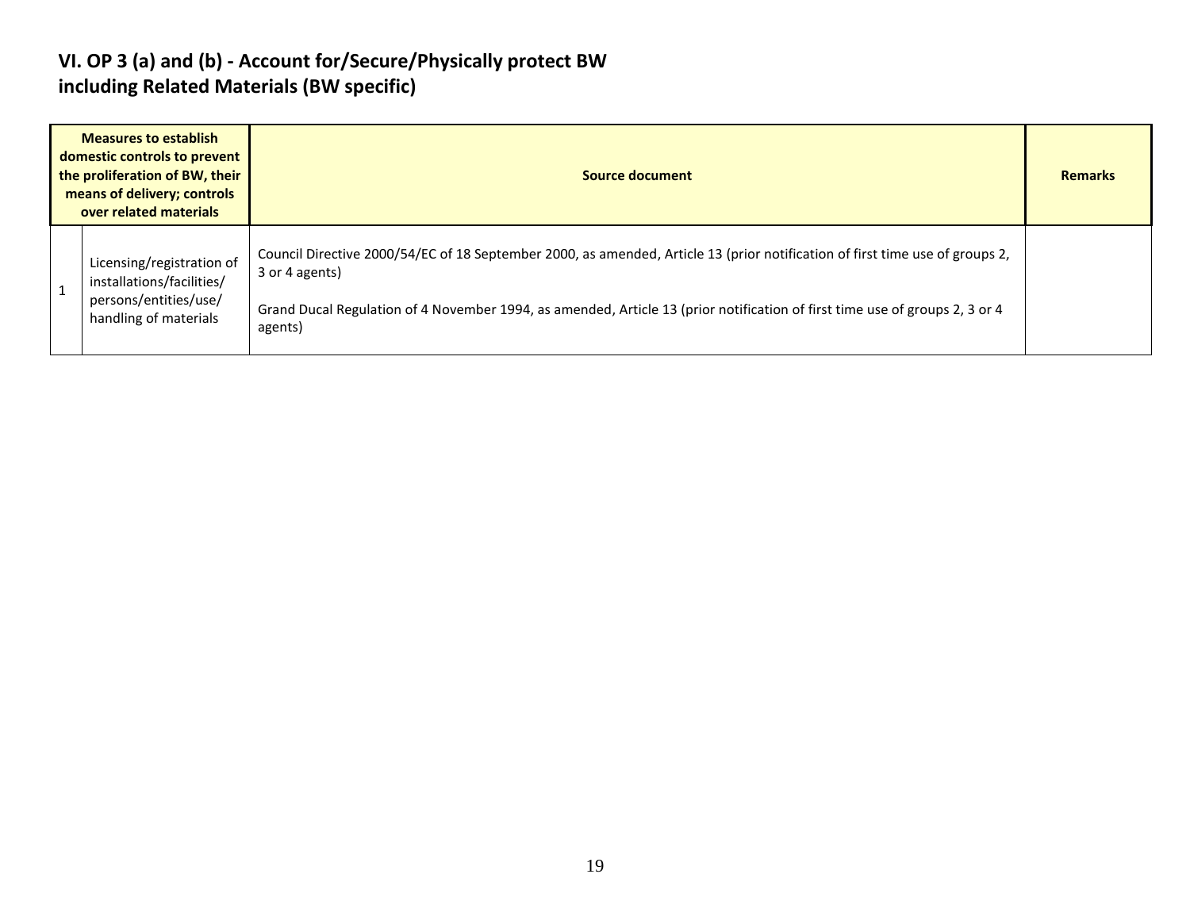## VI. OP 3 (a) and (b) - Account for/Secure/Physically protect BW including Related Materials (BW specific)

| Measures to establish domestic controls to prevent the proliferation of BW, their means of delivery; controls over related materials | | Source document | Remarks |
|---|---|---|---|
| 1 | Licensing/registration of installations/facilities/ persons/entities/use/ handling of materials | Council Directive 2000/54/EC of 18 September 2000, as amended, Article 13 (prior notification of first time use of groups 2, 3 or 4 agents)<br><br>Grand Ducal Regulation of 4 November 1994, as amended, Article 13 (prior notification of first time use of groups 2, 3 or 4 agents) | |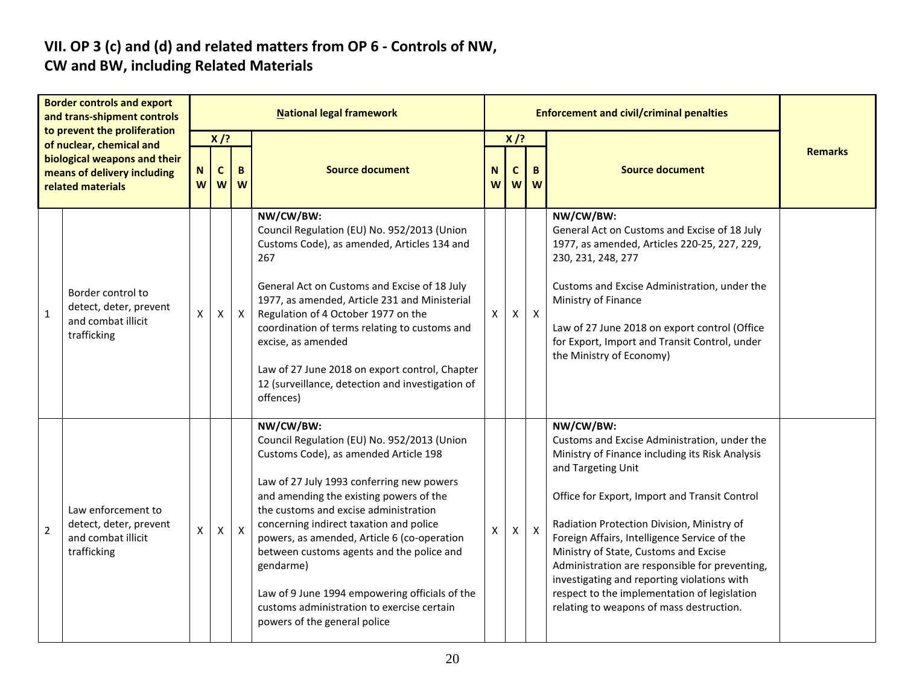## VII. OP 3 (c) and (d) and related matters from OP 6 - Controls of NW, CW and BW, including Related Materials

| | Border controls and export and trans-shipment controls to prevent the proliferation of nuclear, chemical and biological weapons and their means of delivery including related materials | National legal framework | | | | Enforcement and civil/criminal penalties | | | | Remarks |
|---|---|---|---|---|---|---|---|---|---|---|
| | | X /? | | | Source document | X /? | | | Source document | |
| | | NW | CW | BW | | NW | CW | BW | | |
| 1 | Border control to detect, deter, prevent and combat illicit trafficking | X | X | X | **NW/CW/BW:**<br>Council Regulation (EU) No. 952/2013 (Union Customs Code), as amended, Articles 134 and 267<br><br>General Act on Customs and Excise of 18 July 1977, as amended, Article 231 and Ministerial Regulation of 4 October 1977 on the coordination of terms relating to customs and excise, as amended<br><br>Law of 27 June 2018 on export control, Chapter 12 (surveillance, detection and investigation of offences) | X | X | X | **NW/CW/BW:**<br>General Act on Customs and Excise of 18 July 1977, as amended, Articles 220-25, 227, 229, 230, 231, 248, 277<br><br>Customs and Excise Administration, under the Ministry of Finance<br><br>Law of 27 June 2018 on export control (Office for Export, Import and Transit Control, under the Ministry of Economy) | |
| 2 | Law enforcement to detect, deter, prevent and combat illicit trafficking | X | X | X | **NW/CW/BW:**<br>Council Regulation (EU) No. 952/2013 (Union Customs Code), as amended Article 198<br><br>Law of 27 July 1993 conferring new powers and amending the existing powers of the the customs and excise administration concerning indirect taxation and police powers, as amended, Article 6 (co-operation between customs agents and the police and gendarme)<br><br>Law of 9 June 1994 empowering officials of the customs administration to exercise certain powers of the general police | X | X | X | **NW/CW/BW:**<br>Customs and Excise Administration, under the Ministry of Finance including its Risk Analysis and Targeting Unit<br><br>Office for Export, Import and Transit Control<br><br>Radiation Protection Division, Ministry of Foreign Affairs, Intelligence Service of the Ministry of State, Customs and Excise Administration are responsible for preventing, investigating and reporting violations with respect to the implementation of legislation relating to weapons of mass destruction. | |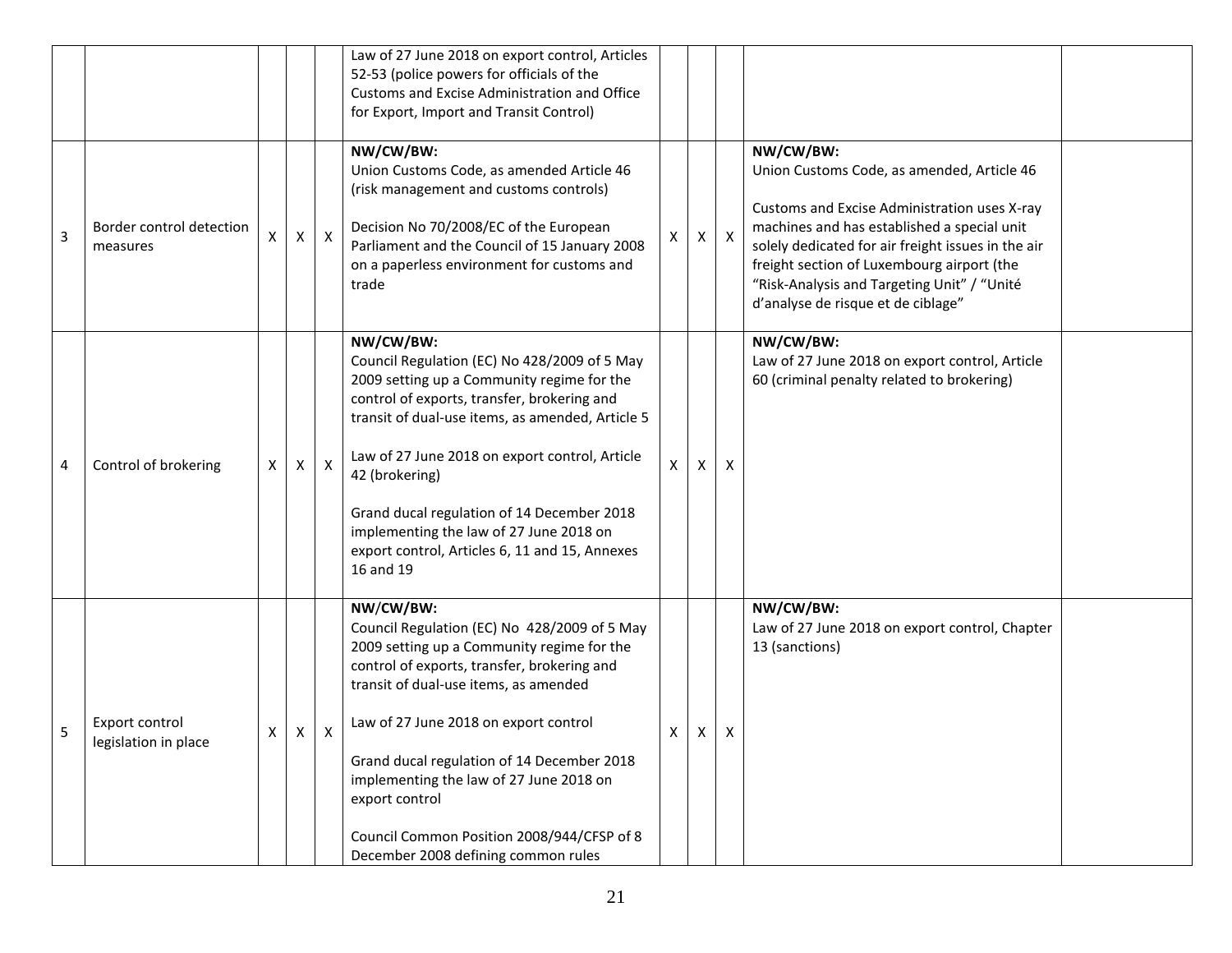| | | | | | | | | | | |
|---|---|---|---|---|---|---|---|---|---|---|
| | | | | | Law of 27 June 2018 on export control, Articles 52-53 (police powers for officials of the Customs and Excise Administration and Office for Export, Import and Transit Control) | | | | | |
| 3 | Border control detection measures | X | X | X | **NW/CW/BW:**<br>Union Customs Code, as amended Article 46 (risk management and customs controls)<br><br>Decision No 70/2008/EC of the European Parliament and the Council of 15 January 2008 on a paperless environment for customs and trade | X | X | X | **NW/CW/BW:**<br>Union Customs Code, as amended, Article 46<br><br>Customs and Excise Administration uses X-ray machines and has established a special unit solely dedicated for air freight issues in the air freight section of Luxembourg airport (the "Risk-Analysis and Targeting Unit" / "Unité d'analyse de risque et de ciblage" | |
| 4 | Control of brokering | X | X | X | **NW/CW/BW:**<br>Council Regulation (EC) No 428/2009 of 5 May 2009 setting up a Community regime for the control of exports, transfer, brokering and transit of dual-use items, as amended, Article 5<br><br>Law of 27 June 2018 on export control, Article 42 (brokering)<br><br>Grand ducal regulation of 14 December 2018 implementing the law of 27 June 2018 on export control, Articles 6, 11 and 15, Annexes 16 and 19 | X | X | X | **NW/CW/BW:**<br>Law of 27 June 2018 on export control, Article 60 (criminal penalty related to brokering) | |
| 5 | Export control legislation in place | X | X | X | **NW/CW/BW:**<br>Council Regulation (EC) No 428/2009 of 5 May 2009 setting up a Community regime for the control of exports, transfer, brokering and transit of dual-use items, as amended<br><br>Law of 27 June 2018 on export control<br><br>Grand ducal regulation of 14 December 2018 implementing the law of 27 June 2018 on export control<br><br>Council Common Position 2008/944/CFSP of 8 December 2008 defining common rules | X | X | X | **NW/CW/BW:**<br>Law of 27 June 2018 on export control, Chapter 13 (sanctions) | |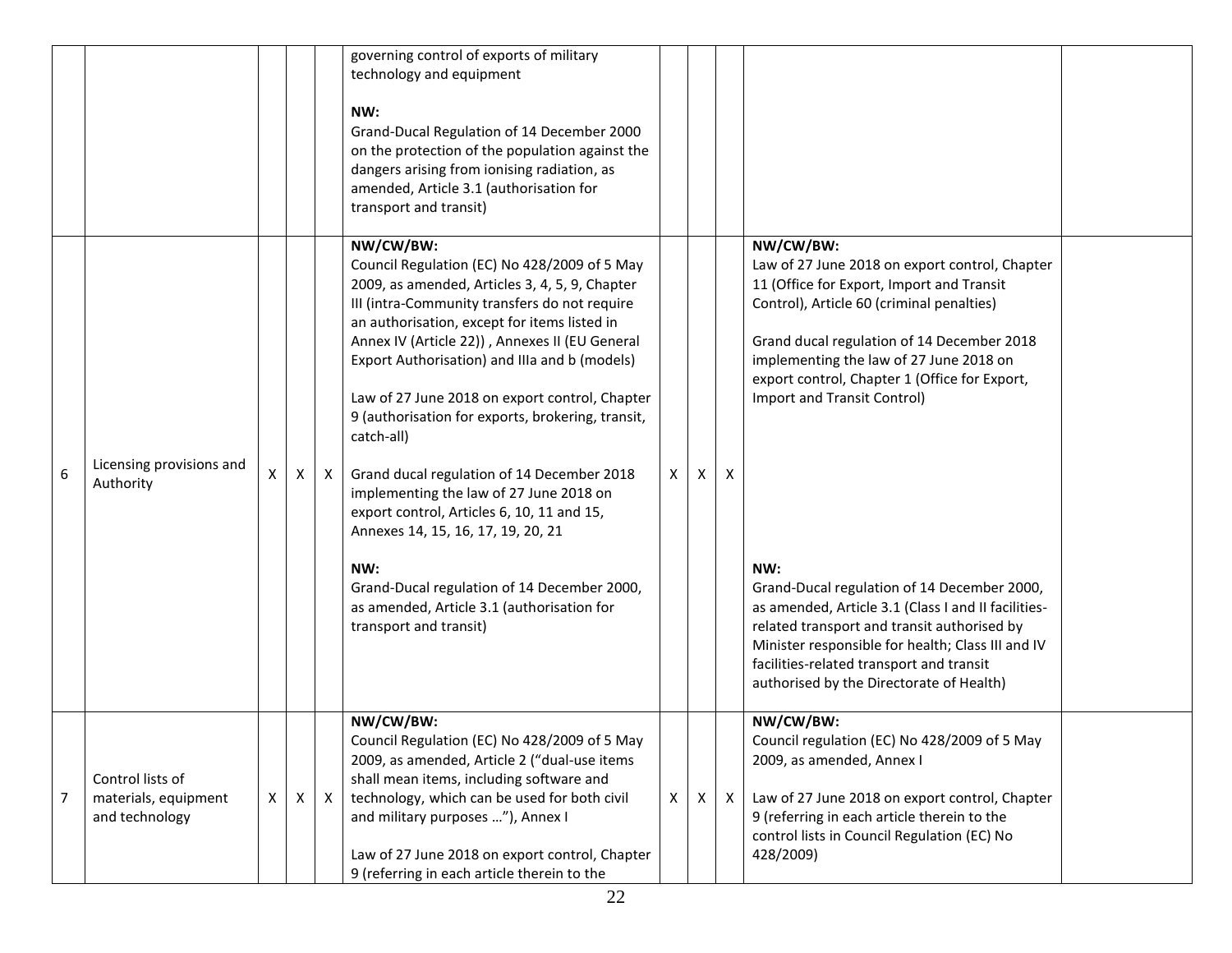| | | | | | | | | | | |
|---|---|---|---|---|---|---|---|---|---|---|
| | | | | | governing control of exports of military technology and equipment<br><br>**NW:**<br>Grand-Ducal Regulation of 14 December 2000 on the protection of the population against the dangers arising from ionising radiation, as amended, Article 3.1 (authorisation for transport and transit) | | | | | |
| 6 | Licensing provisions and Authority | X | X | X | **NW/CW/BW:**<br>Council Regulation (EC) No 428/2009 of 5 May 2009, as amended, Articles 3, 4, 5, 9, Chapter III (intra-Community transfers do not require an authorisation, except for items listed in Annex IV (Article 22)) , Annexes II (EU General Export Authorisation) and IIIa and b (models)<br><br>Law of 27 June 2018 on export control, Chapter 9 (authorisation for exports, brokering, transit, catch-all)<br><br>Grand ducal regulation of 14 December 2018 implementing the law of 27 June 2018 on export control, Articles 6, 10, 11 and 15, Annexes 14, 15, 16, 17, 19, 20, 21<br><br>**NW:**<br>Grand-Ducal regulation of 14 December 2000, as amended, Article 3.1 (authorisation for transport and transit) | X | X | X | **NW/CW/BW:**<br>Law of 27 June 2018 on export control, Chapter 11 (Office for Export, Import and Transit Control), Article 60 (criminal penalties)<br><br>Grand ducal regulation of 14 December 2018 implementing the law of 27 June 2018 on export control, Chapter 1 (Office for Export, Import and Transit Control)<br><br>**NW:**<br>Grand-Ducal regulation of 14 December 2000, as amended, Article 3.1 (Class I and II facilities-related transport and transit authorised by Minister responsible for health; Class III and IV facilities-related transport and transit authorised by the Directorate of Health) | |
| 7 | Control lists of materials, equipment and technology | X | X | X | **NW/CW/BW:**<br>Council Regulation (EC) No 428/2009 of 5 May 2009, as amended, Article 2 ("dual-use items shall mean items, including software and technology, which can be used for both civil and military purposes …"), Annex I<br><br>Law of 27 June 2018 on export control, Chapter 9 (referring in each article therein to the | X | X | X | **NW/CW/BW:**<br>Council regulation (EC) No 428/2009 of 5 May 2009, as amended, Annex I<br><br>Law of 27 June 2018 on export control, Chapter 9 (referring in each article therein to the control lists in Council Regulation (EC) No 428/2009) | |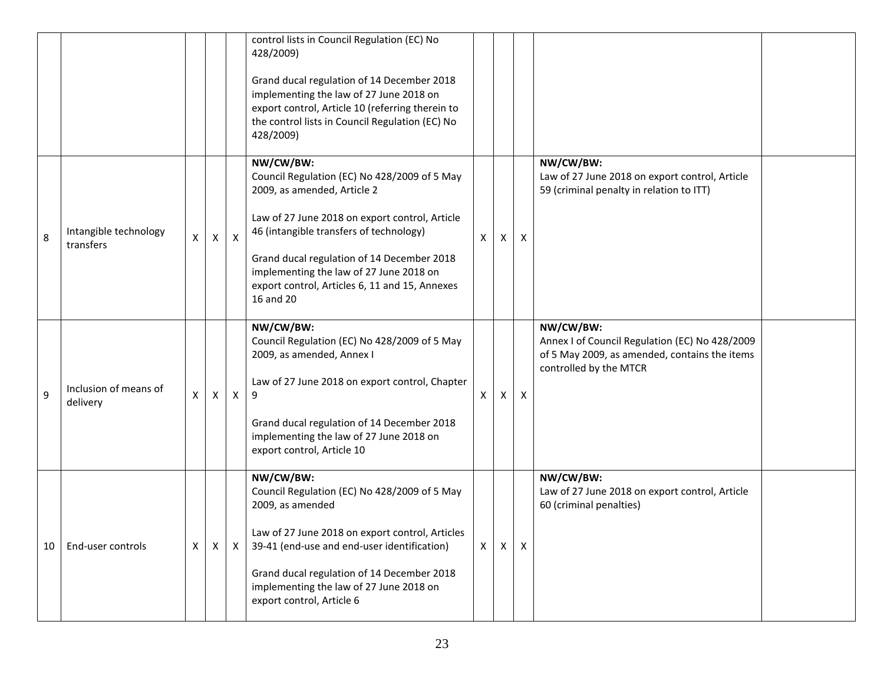| | | | | | | | | | | |
|---|---|---|---|---|---|---|---|---|---|---|
| | | | | | control lists in Council Regulation (EC) No 428/2009)<br><br>Grand ducal regulation of 14 December 2018 implementing the law of 27 June 2018 on export control, Article 10 (referring therein to the control lists in Council Regulation (EC) No 428/2009) | | | | | |
| 8 | Intangible technology transfers | X | X | X | **NW/CW/BW:**<br>Council Regulation (EC) No 428/2009 of 5 May 2009, as amended, Article 2<br><br>Law of 27 June 2018 on export control, Article 46 (intangible transfers of technology)<br><br>Grand ducal regulation of 14 December 2018 implementing the law of 27 June 2018 on export control, Articles 6, 11 and 15, Annexes 16 and 20 | X | X | X | **NW/CW/BW:**<br>Law of 27 June 2018 on export control, Article 59 (criminal penalty in relation to ITT) | |
| 9 | Inclusion of means of delivery | X | X | X | **NW/CW/BW:**<br>Council Regulation (EC) No 428/2009 of 5 May 2009, as amended, Annex I<br><br>Law of 27 June 2018 on export control, Chapter 9<br><br>Grand ducal regulation of 14 December 2018 implementing the law of 27 June 2018 on export control, Article 10 | X | X | X | **NW/CW/BW:**<br>Annex I of Council Regulation (EC) No 428/2009 of 5 May 2009, as amended, contains the items controlled by the MTCR | |
| 10 | End-user controls | X | X | X | **NW/CW/BW:**<br>Council Regulation (EC) No 428/2009 of 5 May 2009, as amended<br><br>Law of 27 June 2018 on export control, Articles 39-41 (end-use and end-user identification)<br><br>Grand ducal regulation of 14 December 2018 implementing the law of 27 June 2018 on export control, Article 6 | X | X | X | **NW/CW/BW:**<br>Law of 27 June 2018 on export control, Article 60 (criminal penalties) | |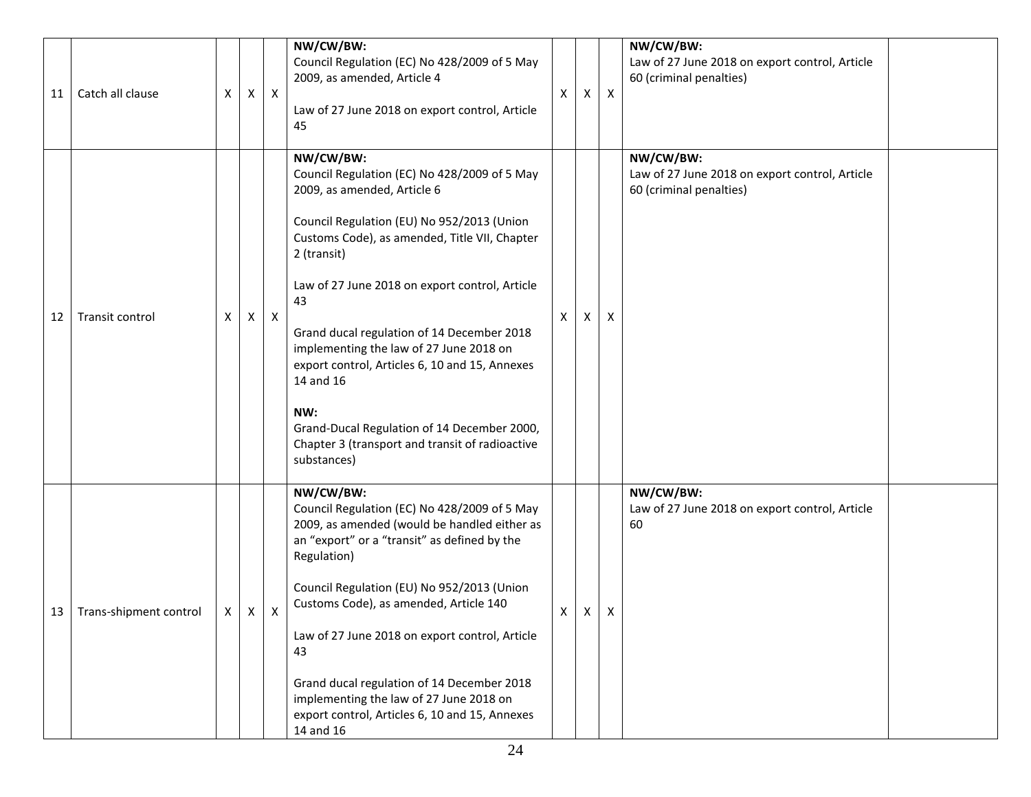| 11 | Catch all clause | X | X | X | **NW/CW/BW:**<br>Council Regulation (EC) No 428/2009 of 5 May 2009, as amended, Article 4<br><br>Law of 27 June 2018 on export control, Article 45 | X | X | X | **NW/CW/BW:**<br>Law of 27 June 2018 on export control, Article 60 (criminal penalties) | |
|---|---|---|---|---|---|---|---|---|---|---|
| 12 | Transit control | X | X | X | **NW/CW/BW:**<br>Council Regulation (EC) No 428/2009 of 5 May 2009, as amended, Article 6<br><br>Council Regulation (EU) No 952/2013 (Union Customs Code), as amended, Title VII, Chapter 2 (transit)<br><br>Law of 27 June 2018 on export control, Article 43<br><br>Grand ducal regulation of 14 December 2018 implementing the law of 27 June 2018 on export control, Articles 6, 10 and 15, Annexes 14 and 16<br><br>**NW:**<br>Grand-Ducal Regulation of 14 December 2000, Chapter 3 (transport and transit of radioactive substances) | X | X | X | **NW/CW/BW:**<br>Law of 27 June 2018 on export control, Article 60 (criminal penalties) | |
| 13 | Trans-shipment control | X | X | X | **NW/CW/BW:**<br>Council Regulation (EC) No 428/2009 of 5 May 2009, as amended (would be handled either as an "export" or a "transit" as defined by the Regulation)<br><br>Council Regulation (EU) No 952/2013 (Union Customs Code), as amended, Article 140<br><br>Law of 27 June 2018 on export control, Article 43<br><br>Grand ducal regulation of 14 December 2018 implementing the law of 27 June 2018 on export control, Articles 6, 10 and 15, Annexes 14 and 16 | X | X | X | **NW/CW/BW:**<br>Law of 27 June 2018 on export control, Article 60 | |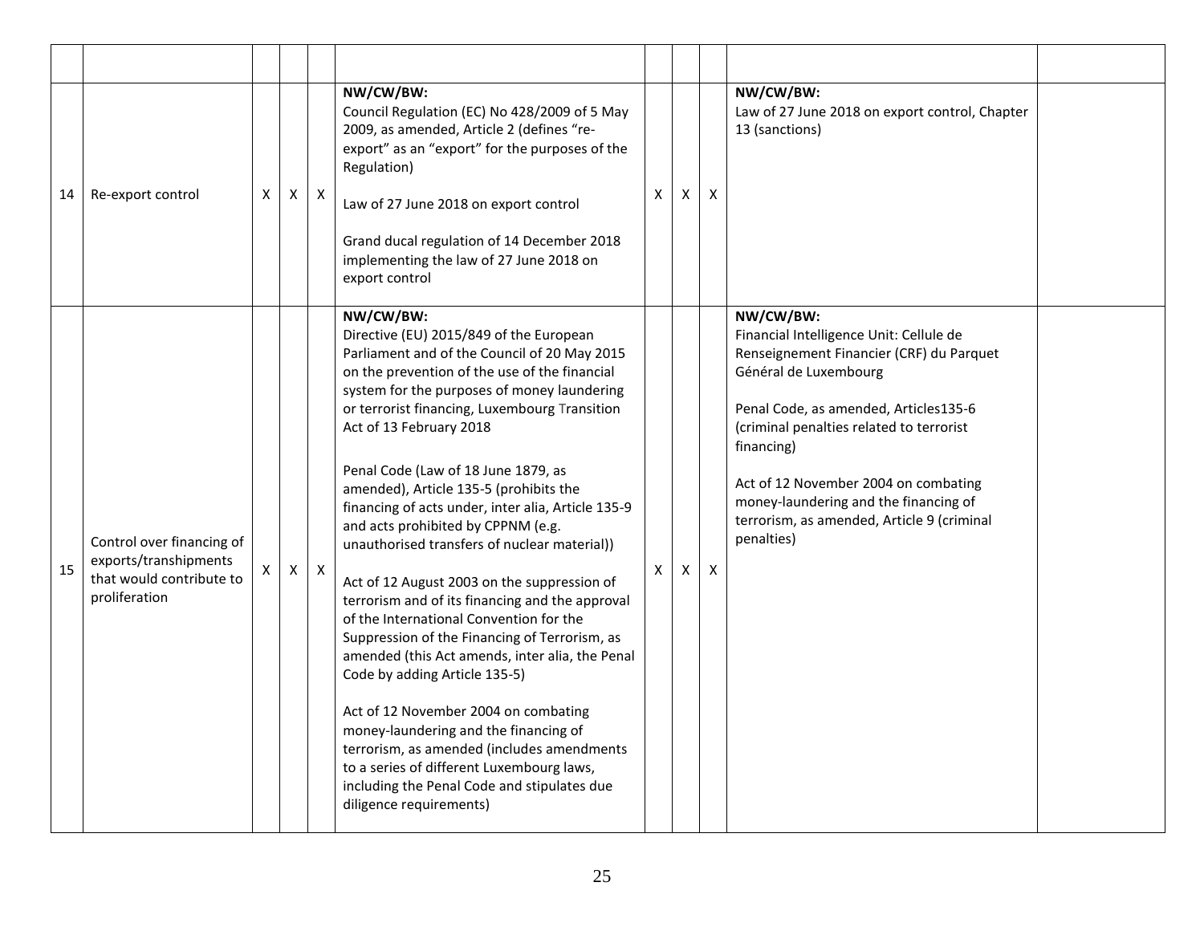| | | | | | | | | | | |
|---|---|---|---|---|---|---|---|---|---|---|
| 14 | Re-export control | X | X | X | **NW/CW/BW:**<br>Council Regulation (EC) No 428/2009 of 5 May 2009, as amended, Article 2 (defines "re-export" as an "export" for the purposes of the Regulation)<br><br>Law of 27 June 2018 on export control<br><br>Grand ducal regulation of 14 December 2018 implementing the law of 27 June 2018 on export control | X | X | X | **NW/CW/BW:**<br>Law of 27 June 2018 on export control, Chapter 13 (sanctions) | |
| 15 | Control over financing of exports/transhipments that would contribute to proliferation | X | X | X | **NW/CW/BW:**<br>Directive (EU) 2015/849 of the European Parliament and of the Council of 20 May 2015 on the prevention of the use of the financial system for the purposes of money laundering or terrorist financing, Luxembourg Transition Act of 13 February 2018<br><br>Penal Code (Law of 18 June 1879, as amended), Article 135-5 (prohibits the financing of acts under, inter alia, Article 135-9 and acts prohibited by CPPNM (e.g. unauthorised transfers of nuclear material))<br><br>Act of 12 August 2003 on the suppression of terrorism and of its financing and the approval of the International Convention for the Suppression of the Financing of Terrorism, as amended (this Act amends, inter alia, the Penal Code by adding Article 135-5)<br><br>Act of 12 November 2004 on combating money-laundering and the financing of terrorism, as amended (includes amendments to a series of different Luxembourg laws, including the Penal Code and stipulates due diligence requirements) | X | X | X | **NW/CW/BW:**<br>Financial Intelligence Unit: Cellule de Renseignement Financier (CRF) du Parquet Général de Luxembourg<br><br>Penal Code, as amended, Articles135-6 (criminal penalties related to terrorist financing)<br><br>Act of 12 November 2004 on combating money-laundering and the financing of terrorism, as amended, Article 9 (criminal penalties) | |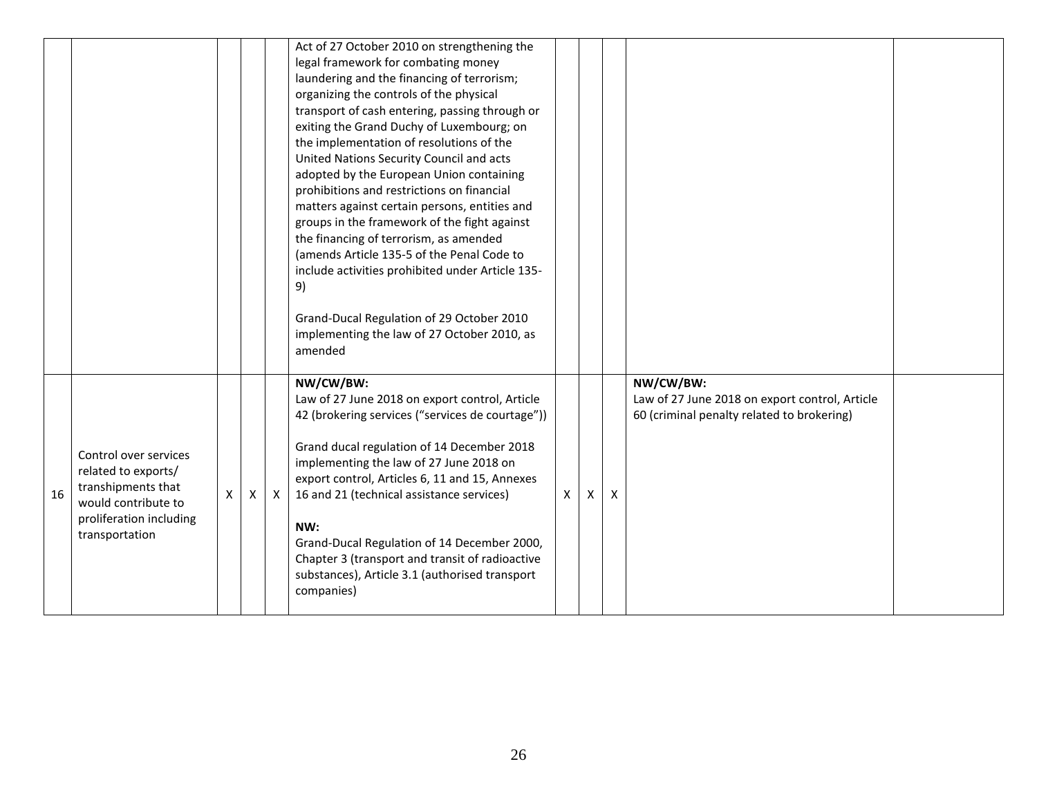| | | | | | | | | | | |
|---|---|---|---|---|---|---|---|---|---|---|
| | | | | | Act of 27 October 2010 on strengthening the legal framework for combating money laundering and the financing of terrorism; organizing the controls of the physical transport of cash entering, passing through or exiting the Grand Duchy of Luxembourg; on the implementation of resolutions of the United Nations Security Council and acts adopted by the European Union containing prohibitions and restrictions on financial matters against certain persons, entities and groups in the framework of the fight against the financing of terrorism, as amended (amends Article 135-5 of the Penal Code to include activities prohibited under Article 135-9)<br><br>Grand-Ducal Regulation of 29 October 2010 implementing the law of 27 October 2010, as amended | | | | | |
| 16 | Control over services related to exports/ transhipments that would contribute to proliferation including transportation | X | X | X | **NW/CW/BW:**<br>Law of 27 June 2018 on export control, Article 42 (brokering services ("services de courtage"))<br><br>Grand ducal regulation of 14 December 2018 implementing the law of 27 June 2018 on export control, Articles 6, 11 and 15, Annexes 16 and 21 (technical assistance services)<br><br>**NW:**<br>Grand-Ducal Regulation of 14 December 2000, Chapter 3 (transport and transit of radioactive substances), Article 3.1 (authorised transport companies) | X | X | X | **NW/CW/BW:**<br>Law of 27 June 2018 on export control, Article 60 (criminal penalty related to brokering) | |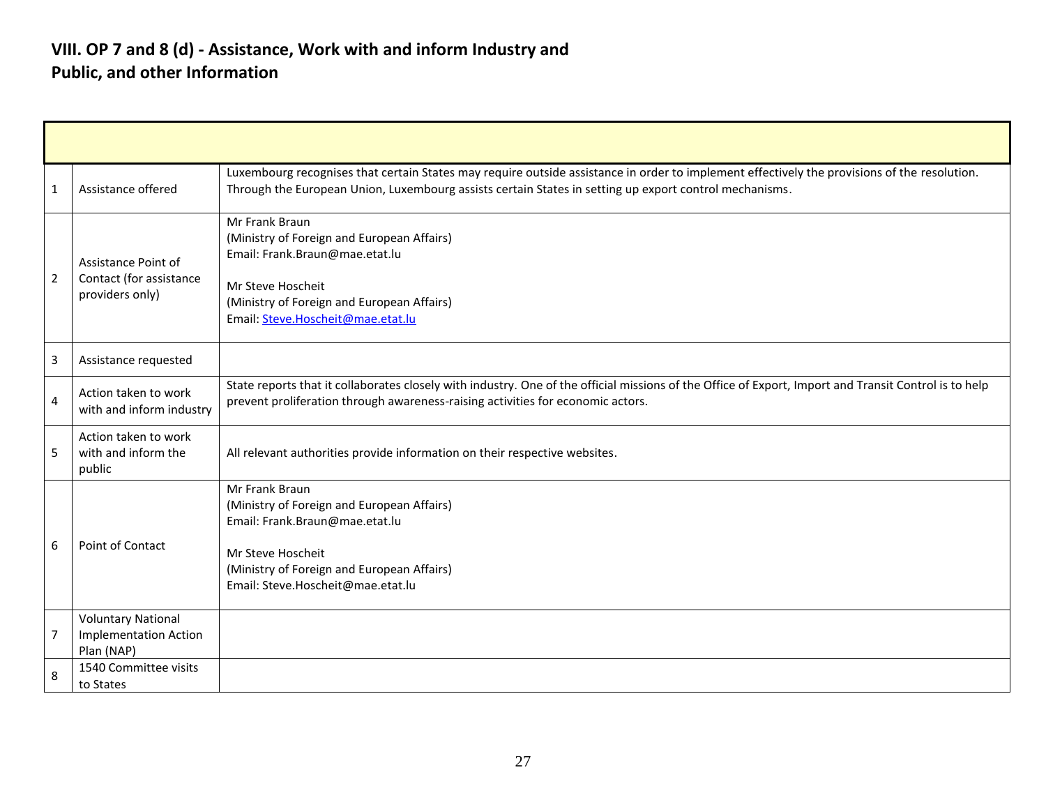# VIII. OP 7 and 8 (d) - Assistance, Work with and inform Industry and Public, and other Information

| | | |
|---|---|---|
| 1 | Assistance offered | Luxembourg recognises that certain States may require outside assistance in order to implement effectively the provisions of the resolution. Through the European Union, Luxembourg assists certain States in setting up export control mechanisms. |
| 2 | Assistance Point of Contact (for assistance providers only) | Mr Frank Braun<br>(Ministry of Foreign and European Affairs)<br>Email: Frank.Braun@mae.etat.lu<br><br>Mr Steve Hoscheit<br>(Ministry of Foreign and European Affairs)<br>Email: Steve.Hoscheit@mae.etat.lu |
| 3 | Assistance requested | |
| 4 | Action taken to work with and inform industry | State reports that it collaborates closely with industry. One of the official missions of the Office of Export, Import and Transit Control is to help prevent proliferation through awareness-raising activities for economic actors. |
| 5 | Action taken to work with and inform the public | All relevant authorities provide information on their respective websites. |
| 6 | Point of Contact | Mr Frank Braun<br>(Ministry of Foreign and European Affairs)<br>Email: Frank.Braun@mae.etat.lu<br><br>Mr Steve Hoscheit<br>(Ministry of Foreign and European Affairs)<br>Email: Steve.Hoscheit@mae.etat.lu |
| 7 | Voluntary National Implementation Action Plan (NAP) | |
| 8 | 1540 Committee visits to States | |